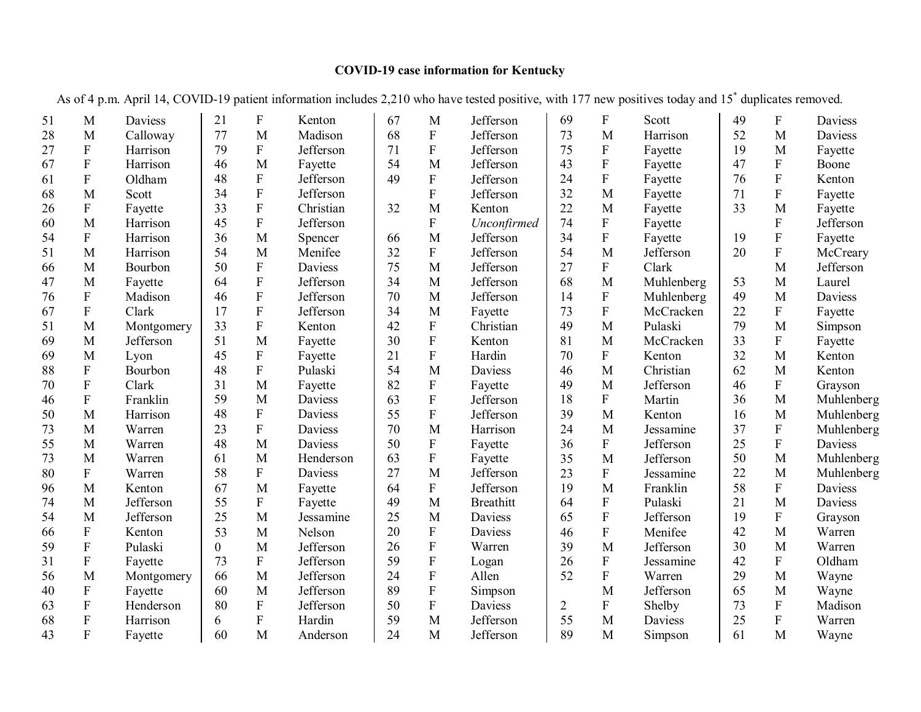**COVID-19 case information for Kentucky**

As of 4 p.m. April 14, COVID-19 patient information includes 2,210 who have tested positive, with 177 new positives today and 15* duplicates removed.

| Age | Sex | County |
|---|---|---|
| 51 | M | Daviess |
| 28 | M | Calloway |
| 27 | F | Harrison |
| 67 | F | Harrison |
| 61 | F | Oldham |
| 68 | M | Scott |
| 26 | F | Fayette |
| 60 | M | Harrison |
| 54 | F | Harrison |
| 51 | M | Harrison |
| 66 | M | Bourbon |
| 47 | M | Fayette |
| 76 | F | Madison |
| 67 | F | Clark |
| 51 | M | Montgomery |
| 69 | M | Jefferson |
| 69 | M | Lyon |
| 88 | F | Bourbon |
| 70 | F | Clark |
| 46 | F | Franklin |
| 50 | M | Harrison |
| 73 | M | Warren |
| 55 | M | Warren |
| 73 | M | Warren |
| 80 | F | Warren |
| 96 | M | Kenton |
| 74 | M | Jefferson |
| 54 | M | Jefferson |
| 66 | F | Kenton |
| 59 | F | Pulaski |
| 31 | F | Fayette |
| 56 | M | Montgomery |
| 40 | F | Fayette |
| 63 | F | Henderson |
| 68 | F | Harrison |
| 43 | F | Fayette |
| 21 | F | Kenton |
| 77 | M | Madison |
| 79 | F | Jefferson |
| 46 | M | Fayette |
| 48 | F | Jefferson |
| 34 | F | Jefferson |
| 33 | F | Christian |
| 45 | F | Jefferson |
| 36 | M | Spencer |
| 54 | M | Menifee |
| 50 | F | Daviess |
| 64 | F | Jefferson |
| 46 | F | Jefferson |
| 17 | F | Jefferson |
| 33 | F | Kenton |
| 51 | M | Fayette |
| 45 | F | Fayette |
| 48 | F | Pulaski |
| 31 | M | Fayette |
| 59 | M | Daviess |
| 48 | F | Daviess |
| 23 | F | Daviess |
| 48 | M | Daviess |
| 61 | M | Henderson |
| 58 | F | Daviess |
| 67 | M | Fayette |
| 55 | F | Fayette |
| 25 | M | Jessamine |
| 53 | M | Nelson |
| 0 | M | Jefferson |
| 73 | F | Jefferson |
| 66 | M | Jefferson |
| 60 | M | Jefferson |
| 80 | F | Jefferson |
| 6 | F | Hardin |
| 60 | M | Anderson |
| 67 | M | Jefferson |
| 68 | F | Jefferson |
| 71 | F | Jefferson |
| 54 | M | Jefferson |
| 49 | F | Jefferson |
| | F | Jefferson |
| 32 | M | Kenton |
| | F | *Unconfirmed* |
| 66 | M | Jefferson |
| 32 | F | Jefferson |
| 75 | M | Jefferson |
| 34 | M | Jefferson |
| 70 | M | Jefferson |
| 34 | M | Fayette |
| 42 | F | Christian |
| 30 | F | Kenton |
| 21 | F | Hardin |
| 54 | M | Daviess |
| 82 | F | Fayette |
| 63 | F | Jefferson |
| 55 | F | Jefferson |
| 70 | M | Harrison |
| 50 | F | Fayette |
| 63 | F | Fayette |
| 27 | M | Jefferson |
| 64 | F | Jefferson |
| 49 | M | Breathitt |
| 25 | M | Daviess |
| 20 | F | Daviess |
| 26 | F | Warren |
| 59 | F | Logan |
| 24 | F | Allen |
| 89 | F | Simpson |
| 50 | F | Daviess |
| 59 | M | Jefferson |
| 24 | M | Jefferson |
| 69 | F | Scott |
| 73 | M | Harrison |
| 75 | F | Fayette |
| 43 | F | Fayette |
| 24 | F | Fayette |
| 32 | M | Fayette |
| 22 | M | Fayette |
| 74 | F | Fayette |
| 34 | F | Fayette |
| 54 | M | Jefferson |
| 27 | F | Clark |
| 68 | M | Muhlenberg |
| 14 | F | Muhlenberg |
| 73 | F | McCracken |
| 49 | M | Pulaski |
| 81 | M | McCracken |
| 70 | F | Kenton |
| 46 | M | Christian |
| 49 | M | Jefferson |
| 18 | F | Martin |
| 39 | M | Kenton |
| 24 | M | Jessamine |
| 36 | F | Jefferson |
| 35 | M | Jefferson |
| 23 | F | Jessamine |
| 19 | M | Franklin |
| 64 | F | Pulaski |
| 65 | F | Jefferson |
| 46 | F | Menifee |
| 39 | M | Jefferson |
| 26 | F | Jessamine |
| 52 | F | Warren |
| | M | Jefferson |
| 2 | F | Shelby |
| 55 | M | Daviess |
| 89 | M | Simpson |
| 49 | F | Daviess |
| 52 | M | Daviess |
| 19 | M | Fayette |
| 47 | F | Boone |
| 76 | F | Kenton |
| 71 | F | Fayette |
| 33 | M | Fayette |
| | F | Jefferson |
| 19 | F | Fayette |
| 20 | F | McCreary |
| | M | Jefferson |
| 53 | M | Laurel |
| 49 | M | Daviess |
| 22 | F | Fayette |
| 79 | M | Simpson |
| 33 | F | Fayette |
| 32 | M | Kenton |
| 62 | M | Kenton |
| 46 | F | Grayson |
| 36 | M | Muhlenberg |
| 16 | M | Muhlenberg |
| 37 | F | Muhlenberg |
| 25 | F | Daviess |
| 50 | M | Muhlenberg |
| 22 | M | Muhlenberg |
| 58 | F | Daviess |
| 21 | M | Daviess |
| 19 | F | Grayson |
| 42 | M | Warren |
| 30 | M | Warren |
| 42 | F | Oldham |
| 29 | M | Wayne |
| 65 | M | Wayne |
| 73 | F | Madison |
| 25 | F | Warren |
| 61 | M | Wayne |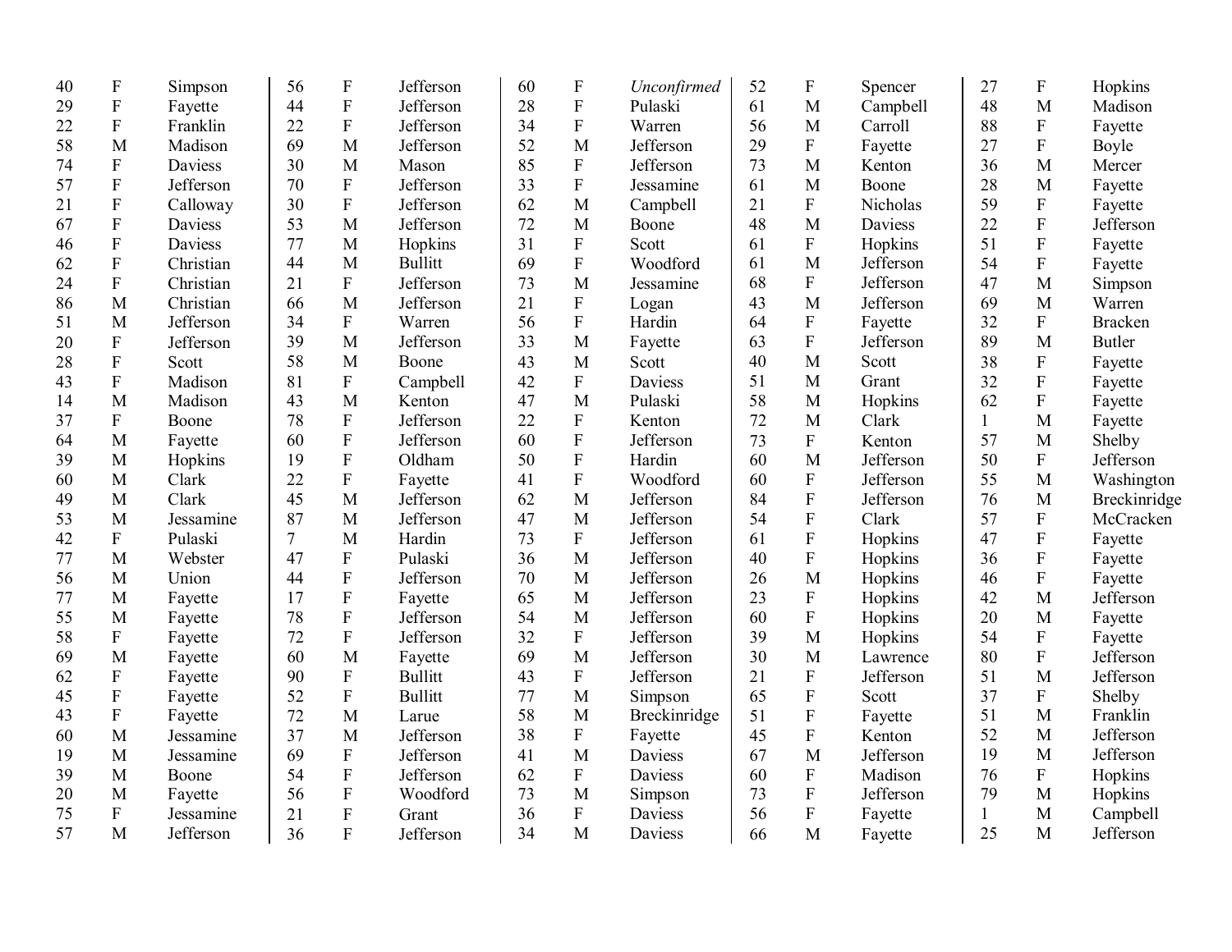| | | |
|---|---|---|
| 40 | F | Simpson |
| 29 | F | Fayette |
| 22 | F | Franklin |
| 58 | M | Madison |
| 74 | F | Daviess |
| 57 | F | Jefferson |
| 21 | F | Calloway |
| 67 | F | Daviess |
| 46 | F | Daviess |
| 62 | F | Christian |
| 24 | F | Christian |
| 86 | M | Christian |
| 51 | M | Jefferson |
| 20 | F | Jefferson |
| 28 | F | Scott |
| 43 | F | Madison |
| 14 | M | Madison |
| 37 | F | Boone |
| 64 | M | Fayette |
| 39 | M | Hopkins |
| 60 | M | Clark |
| 49 | M | Clark |
| 53 | M | Jessamine |
| 42 | F | Pulaski |
| 77 | M | Webster |
| 56 | M | Union |
| 77 | M | Fayette |
| 55 | M | Fayette |
| 58 | F | Fayette |
| 69 | M | Fayette |
| 62 | F | Fayette |
| 45 | F | Fayette |
| 43 | F | Fayette |
| 60 | M | Jessamine |
| 19 | M | Jessamine |
| 39 | M | Boone |
| 20 | M | Fayette |
| 75 | F | Jessamine |
| 57 | M | Jefferson |
| 56 | F | Jefferson |
| 44 | F | Jefferson |
| 22 | F | Jefferson |
| 69 | M | Jefferson |
| 30 | M | Mason |
| 70 | F | Jefferson |
| 30 | F | Jefferson |
| 53 | M | Jefferson |
| 77 | M | Hopkins |
| 44 | M | Bullitt |
| 21 | F | Jefferson |
| 66 | M | Jefferson |
| 34 | F | Warren |
| 39 | M | Jefferson |
| 58 | M | Boone |
| 81 | F | Campbell |
| 43 | M | Kenton |
| 78 | F | Jefferson |
| 60 | F | Jefferson |
| 19 | F | Oldham |
| 22 | F | Fayette |
| 45 | M | Jefferson |
| 87 | M | Jefferson |
| 7 | M | Hardin |
| 47 | F | Pulaski |
| 44 | F | Jefferson |
| 17 | F | Fayette |
| 78 | F | Jefferson |
| 72 | F | Jefferson |
| 60 | M | Fayette |
| 90 | F | Bullitt |
| 52 | F | Bullitt |
| 72 | M | Larue |
| 37 | M | Jefferson |
| 69 | F | Jefferson |
| 54 | F | Jefferson |
| 56 | F | Woodford |
| 21 | F | Grant |
| 36 | F | Jefferson |
| 60 | F | *Unconfirmed* |
| 28 | F | Pulaski |
| 34 | F | Warren |
| 52 | M | Jefferson |
| 85 | F | Jefferson |
| 33 | F | Jessamine |
| 62 | M | Campbell |
| 72 | M | Boone |
| 31 | F | Scott |
| 69 | F | Woodford |
| 73 | M | Jessamine |
| 21 | F | Logan |
| 56 | F | Hardin |
| 33 | M | Fayette |
| 43 | M | Scott |
| 42 | F | Daviess |
| 47 | M | Pulaski |
| 22 | F | Kenton |
| 60 | F | Jefferson |
| 50 | F | Hardin |
| 41 | F | Woodford |
| 62 | M | Jefferson |
| 47 | M | Jefferson |
| 73 | F | Jefferson |
| 36 | M | Jefferson |
| 70 | M | Jefferson |
| 65 | M | Jefferson |
| 54 | M | Jefferson |
| 32 | F | Jefferson |
| 69 | M | Jefferson |
| 43 | F | Jefferson |
| 77 | M | Simpson |
| 58 | M | Breckinridge |
| 38 | F | Fayette |
| 41 | M | Daviess |
| 62 | F | Daviess |
| 73 | M | Simpson |
| 36 | F | Daviess |
| 34 | M | Daviess |
| 52 | F | Spencer |
| 61 | M | Campbell |
| 56 | M | Carroll |
| 29 | F | Fayette |
| 73 | M | Kenton |
| 61 | M | Boone |
| 21 | F | Nicholas |
| 48 | M | Daviess |
| 61 | F | Hopkins |
| 61 | M | Jefferson |
| 68 | F | Jefferson |
| 43 | M | Jefferson |
| 64 | F | Fayette |
| 63 | F | Jefferson |
| 40 | M | Scott |
| 51 | M | Grant |
| 58 | M | Hopkins |
| 72 | M | Clark |
| 73 | F | Kenton |
| 60 | M | Jefferson |
| 60 | F | Jefferson |
| 84 | F | Jefferson |
| 54 | F | Clark |
| 61 | F | Hopkins |
| 40 | F | Hopkins |
| 26 | M | Hopkins |
| 23 | F | Hopkins |
| 60 | F | Hopkins |
| 39 | M | Hopkins |
| 30 | M | Lawrence |
| 21 | F | Jefferson |
| 65 | F | Scott |
| 51 | F | Fayette |
| 45 | F | Kenton |
| 67 | M | Jefferson |
| 60 | F | Madison |
| 73 | F | Jefferson |
| 56 | F | Fayette |
| 66 | M | Fayette |
| 27 | F | Hopkins |
| 48 | M | Madison |
| 88 | F | Fayette |
| 27 | F | Boyle |
| 36 | M | Mercer |
| 28 | M | Fayette |
| 59 | F | Fayette |
| 22 | F | Jefferson |
| 51 | F | Fayette |
| 54 | F | Fayette |
| 47 | M | Simpson |
| 69 | M | Warren |
| 32 | F | Bracken |
| 89 | M | Butler |
| 38 | F | Fayette |
| 32 | F | Fayette |
| 62 | F | Fayette |
| 1 | M | Fayette |
| 57 | M | Shelby |
| 50 | F | Jefferson |
| 55 | M | Washington |
| 76 | M | Breckinridge |
| 57 | F | McCracken |
| 47 | F | Fayette |
| 36 | F | Fayette |
| 46 | F | Fayette |
| 42 | M | Jefferson |
| 20 | M | Fayette |
| 54 | F | Fayette |
| 80 | F | Jefferson |
| 51 | M | Jefferson |
| 37 | F | Shelby |
| 51 | M | Franklin |
| 52 | M | Jefferson |
| 19 | M | Jefferson |
| 76 | F | Hopkins |
| 79 | M | Hopkins |
| 1 | M | Campbell |
| 25 | M | Jefferson |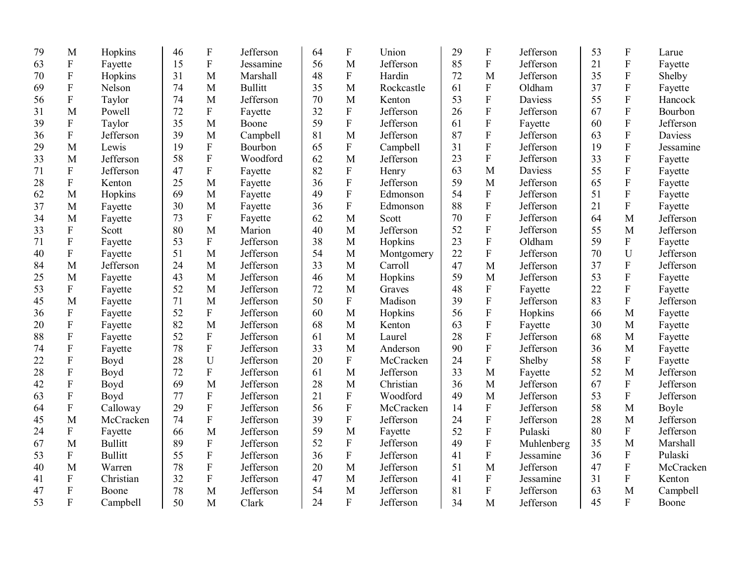| Age | Sex | County |
|---|---|---|
| 79 | M | Hopkins |
| 63 | F | Fayette |
| 70 | F | Hopkins |
| 69 | F | Nelson |
| 56 | F | Taylor |
| 31 | M | Powell |
| 39 | F | Taylor |
| 36 | F | Jefferson |
| 29 | M | Lewis |
| 33 | M | Jefferson |
| 71 | F | Jefferson |
| 28 | F | Kenton |
| 62 | M | Hopkins |
| 37 | M | Fayette |
| 34 | M | Fayette |
| 33 | F | Scott |
| 71 | F | Fayette |
| 40 | F | Fayette |
| 84 | M | Jefferson |
| 25 | M | Fayette |
| 53 | F | Fayette |
| 45 | M | Fayette |
| 36 | F | Fayette |
| 20 | F | Fayette |
| 88 | F | Fayette |
| 74 | F | Fayette |
| 22 | F | Boyd |
| 28 | F | Boyd |
| 42 | F | Boyd |
| 63 | F | Boyd |
| 64 | F | Calloway |
| 45 | M | McCracken |
| 24 | F | Fayette |
| 67 | M | Bullitt |
| 53 | F | Bullitt |
| 40 | M | Warren |
| 41 | F | Christian |
| 47 | F | Boone |
| 53 | F | Campbell |
| 46 | F | Jefferson |
| 15 | F | Jessamine |
| 31 | M | Marshall |
| 74 | M | Bullitt |
| 74 | M | Jefferson |
| 72 | F | Fayette |
| 35 | M | Boone |
| 39 | M | Campbell |
| 19 | F | Bourbon |
| 58 | F | Woodford |
| 47 | F | Fayette |
| 25 | M | Fayette |
| 69 | M | Fayette |
| 30 | M | Fayette |
| 73 | F | Fayette |
| 80 | M | Marion |
| 53 | F | Jefferson |
| 51 | M | Jefferson |
| 24 | M | Jefferson |
| 43 | M | Jefferson |
| 52 | M | Jefferson |
| 71 | M | Jefferson |
| 52 | F | Jefferson |
| 82 | M | Jefferson |
| 52 | F | Jefferson |
| 78 | F | Jefferson |
| 28 | U | Jefferson |
| 72 | F | Jefferson |
| 69 | M | Jefferson |
| 77 | F | Jefferson |
| 29 | F | Jefferson |
| 74 | F | Jefferson |
| 66 | M | Jefferson |
| 89 | F | Jefferson |
| 55 | F | Jefferson |
| 78 | F | Jefferson |
| 32 | F | Jefferson |
| 78 | M | Jefferson |
| 50 | M | Clark |
| 64 | F | Union |
| 56 | M | Jefferson |
| 48 | F | Hardin |
| 35 | M | Rockcastle |
| 70 | M | Kenton |
| 32 | F | Jefferson |
| 59 | F | Jefferson |
| 81 | M | Jefferson |
| 65 | F | Campbell |
| 62 | M | Jefferson |
| 82 | F | Henry |
| 36 | F | Jefferson |
| 49 | F | Edmonson |
| 36 | F | Edmonson |
| 62 | M | Scott |
| 40 | M | Jefferson |
| 38 | M | Hopkins |
| 54 | M | Montgomery |
| 33 | M | Carroll |
| 46 | M | Hopkins |
| 72 | M | Graves |
| 50 | F | Madison |
| 60 | M | Hopkins |
| 68 | M | Kenton |
| 61 | M | Laurel |
| 33 | M | Anderson |
| 20 | F | McCracken |
| 61 | M | Jefferson |
| 28 | M | Christian |
| 21 | F | Woodford |
| 56 | F | McCracken |
| 39 | F | Jefferson |
| 59 | M | Fayette |
| 52 | F | Jefferson |
| 36 | F | Jefferson |
| 20 | M | Jefferson |
| 47 | M | Jefferson |
| 54 | M | Jefferson |
| 24 | F | Jefferson |
| 29 | F | Jefferson |
| 85 | F | Jefferson |
| 72 | M | Jefferson |
| 61 | F | Oldham |
| 53 | F | Daviess |
| 26 | F | Jefferson |
| 61 | F | Fayette |
| 87 | F | Jefferson |
| 31 | F | Jefferson |
| 23 | F | Jefferson |
| 63 | M | Daviess |
| 59 | M | Jefferson |
| 54 | F | Jefferson |
| 88 | F | Jefferson |
| 70 | F | Jefferson |
| 52 | F | Jefferson |
| 23 | F | Oldham |
| 22 | F | Jefferson |
| 47 | M | Jefferson |
| 59 | M | Jefferson |
| 48 | F | Fayette |
| 39 | F | Jefferson |
| 56 | F | Hopkins |
| 63 | F | Fayette |
| 28 | F | Jefferson |
| 90 | F | Jefferson |
| 24 | F | Shelby |
| 33 | M | Fayette |
| 36 | M | Jefferson |
| 49 | M | Jefferson |
| 14 | F | Jefferson |
| 24 | F | Jefferson |
| 52 | F | Pulaski |
| 49 | F | Muhlenberg |
| 41 | F | Jessamine |
| 51 | M | Jefferson |
| 41 | F | Jessamine |
| 81 | F | Jefferson |
| 34 | M | Jefferson |
| 53 | F | Larue |
| 21 | F | Fayette |
| 35 | F | Shelby |
| 37 | F | Fayette |
| 55 | F | Hancock |
| 67 | F | Bourbon |
| 60 | F | Jefferson |
| 63 | F | Daviess |
| 19 | F | Jessamine |
| 33 | F | Fayette |
| 55 | F | Fayette |
| 65 | F | Fayette |
| 51 | F | Fayette |
| 21 | F | Fayette |
| 64 | M | Jefferson |
| 55 | M | Jefferson |
| 59 | F | Fayette |
| 70 | U | Jefferson |
| 37 | F | Jefferson |
| 53 | F | Fayette |
| 22 | F | Fayette |
| 83 | F | Jefferson |
| 66 | M | Fayette |
| 30 | M | Fayette |
| 68 | M | Fayette |
| 36 | M | Fayette |
| 58 | F | Fayette |
| 52 | M | Jefferson |
| 67 | F | Jefferson |
| 53 | F | Jefferson |
| 58 | M | Boyle |
| 28 | M | Jefferson |
| 80 | F | Jefferson |
| 35 | M | Marshall |
| 36 | F | Pulaski |
| 47 | F | McCracken |
| 31 | F | Kenton |
| 63 | M | Campbell |
| 45 | F | Boone |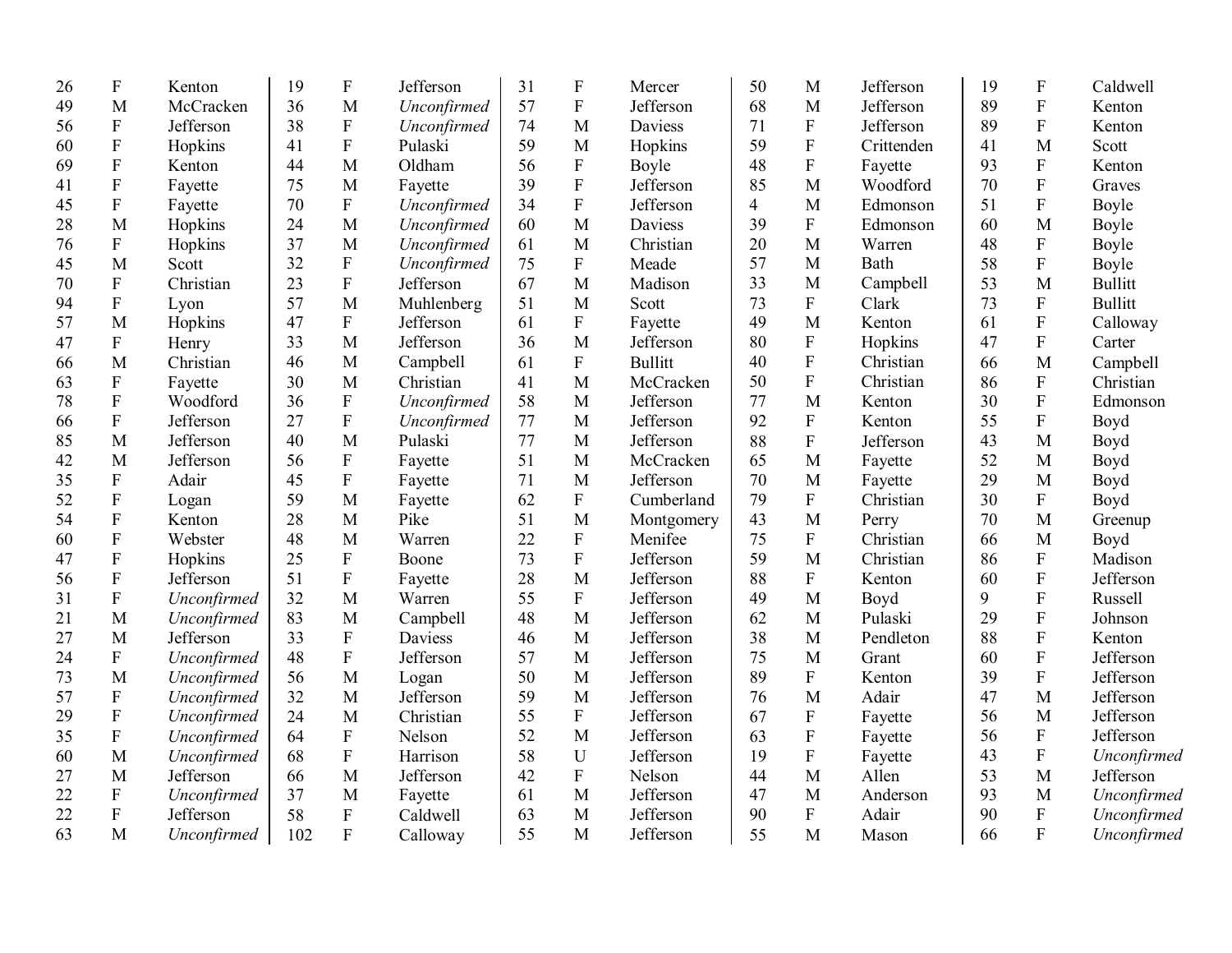| | | | | | | | | | | | | | | |
|---|---|---|---|---|---|---|---|---|---|---|---|---|---|---|
| 26 | F | Kenton | 19 | F | Jefferson | 31 | F | Mercer | 50 | M | Jefferson | 19 | F | Caldwell |
| 49 | M | McCracken | 36 | M | *Unconfirmed* | 57 | F | Jefferson | 68 | M | Jefferson | 89 | F | Kenton |
| 56 | F | Jefferson | 38 | F | *Unconfirmed* | 74 | M | Daviess | 71 | F | Jefferson | 89 | F | Kenton |
| 60 | F | Hopkins | 41 | F | Pulaski | 59 | M | Hopkins | 59 | F | Crittenden | 41 | M | Scott |
| 69 | F | Kenton | 44 | M | Oldham | 56 | F | Boyle | 48 | F | Fayette | 93 | F | Kenton |
| 41 | F | Fayette | 75 | M | Fayette | 39 | F | Jefferson | 85 | M | Woodford | 70 | F | Graves |
| 45 | F | Fayette | 70 | F | *Unconfirmed* | 34 | F | Jefferson | 4 | M | Edmonson | 51 | F | Boyle |
| 28 | M | Hopkins | 24 | M | *Unconfirmed* | 60 | M | Daviess | 39 | F | Edmonson | 60 | M | Boyle |
| 76 | F | Hopkins | 37 | M | *Unconfirmed* | 61 | M | Christian | 20 | M | Warren | 48 | F | Boyle |
| 45 | M | Scott | 32 | F | *Unconfirmed* | 75 | F | Meade | 57 | M | Bath | 58 | F | Boyle |
| 70 | F | Christian | 23 | F | Jefferson | 67 | M | Madison | 33 | M | Campbell | 53 | M | Bullitt |
| 94 | F | Lyon | 57 | M | Muhlenberg | 51 | M | Scott | 73 | F | Clark | 73 | F | Bullitt |
| 57 | M | Hopkins | 47 | F | Jefferson | 61 | F | Fayette | 49 | M | Kenton | 61 | F | Calloway |
| 47 | F | Henry | 33 | M | Jefferson | 36 | M | Jefferson | 80 | F | Hopkins | 47 | F | Carter |
| 66 | M | Christian | 46 | M | Campbell | 61 | F | Bullitt | 40 | F | Christian | 66 | M | Campbell |
| 63 | F | Fayette | 30 | M | Christian | 41 | M | McCracken | 50 | F | Christian | 86 | F | Christian |
| 78 | F | Woodford | 36 | F | *Unconfirmed* | 58 | M | Jefferson | 77 | M | Kenton | 30 | F | Edmonson |
| 66 | F | Jefferson | 27 | F | *Unconfirmed* | 77 | M | Jefferson | 92 | F | Kenton | 55 | F | Boyd |
| 85 | M | Jefferson | 40 | M | Pulaski | 77 | M | Jefferson | 88 | F | Jefferson | 43 | M | Boyd |
| 42 | M | Jefferson | 56 | F | Fayette | 51 | M | McCracken | 65 | M | Fayette | 52 | M | Boyd |
| 35 | F | Adair | 45 | F | Fayette | 71 | M | Jefferson | 70 | M | Fayette | 29 | M | Boyd |
| 52 | F | Logan | 59 | M | Fayette | 62 | F | Cumberland | 79 | F | Christian | 30 | F | Boyd |
| 54 | F | Kenton | 28 | M | Pike | 51 | M | Montgomery | 43 | M | Perry | 70 | M | Greenup |
| 60 | F | Webster | 48 | M | Warren | 22 | F | Menifee | 75 | F | Christian | 66 | M | Boyd |
| 47 | F | Hopkins | 25 | F | Boone | 73 | F | Jefferson | 59 | M | Christian | 86 | F | Madison |
| 56 | F | Jefferson | 51 | F | Fayette | 28 | M | Jefferson | 88 | F | Kenton | 60 | F | Jefferson |
| 31 | F | *Unconfirmed* | 32 | M | Warren | 55 | F | Jefferson | 49 | M | Boyd | 9 | F | Russell |
| 21 | M | *Unconfirmed* | 83 | M | Campbell | 48 | M | Jefferson | 62 | M | Pulaski | 29 | F | Johnson |
| 27 | M | Jefferson | 33 | F | Daviess | 46 | M | Jefferson | 38 | M | Pendleton | 88 | F | Kenton |
| 24 | F | *Unconfirmed* | 48 | F | Jefferson | 57 | M | Jefferson | 75 | M | Grant | 60 | F | Jefferson |
| 73 | M | *Unconfirmed* | 56 | M | Logan | 50 | M | Jefferson | 89 | F | Kenton | 39 | F | Jefferson |
| 57 | F | *Unconfirmed* | 32 | M | Jefferson | 59 | M | Jefferson | 76 | M | Adair | 47 | M | Jefferson |
| 29 | F | *Unconfirmed* | 24 | M | Christian | 55 | F | Jefferson | 67 | F | Fayette | 56 | M | Jefferson |
| 35 | F | *Unconfirmed* | 64 | F | Nelson | 52 | M | Jefferson | 63 | F | Fayette | 56 | F | Jefferson |
| 60 | M | *Unconfirmed* | 68 | F | Harrison | 58 | U | Jefferson | 19 | F | Fayette | 43 | F | *Unconfirmed* |
| 27 | M | Jefferson | 66 | M | Jefferson | 42 | F | Nelson | 44 | M | Allen | 53 | M | Jefferson |
| 22 | F | *Unconfirmed* | 37 | M | Fayette | 61 | M | Jefferson | 47 | M | Anderson | 93 | M | *Unconfirmed* |
| 22 | F | Jefferson | 58 | F | Caldwell | 63 | M | Jefferson | 90 | F | Adair | 90 | F | *Unconfirmed* |
| 63 | M | *Unconfirmed* | 102 | F | Calloway | 55 | M | Jefferson | 55 | M | Mason | 66 | F | *Unconfirmed* |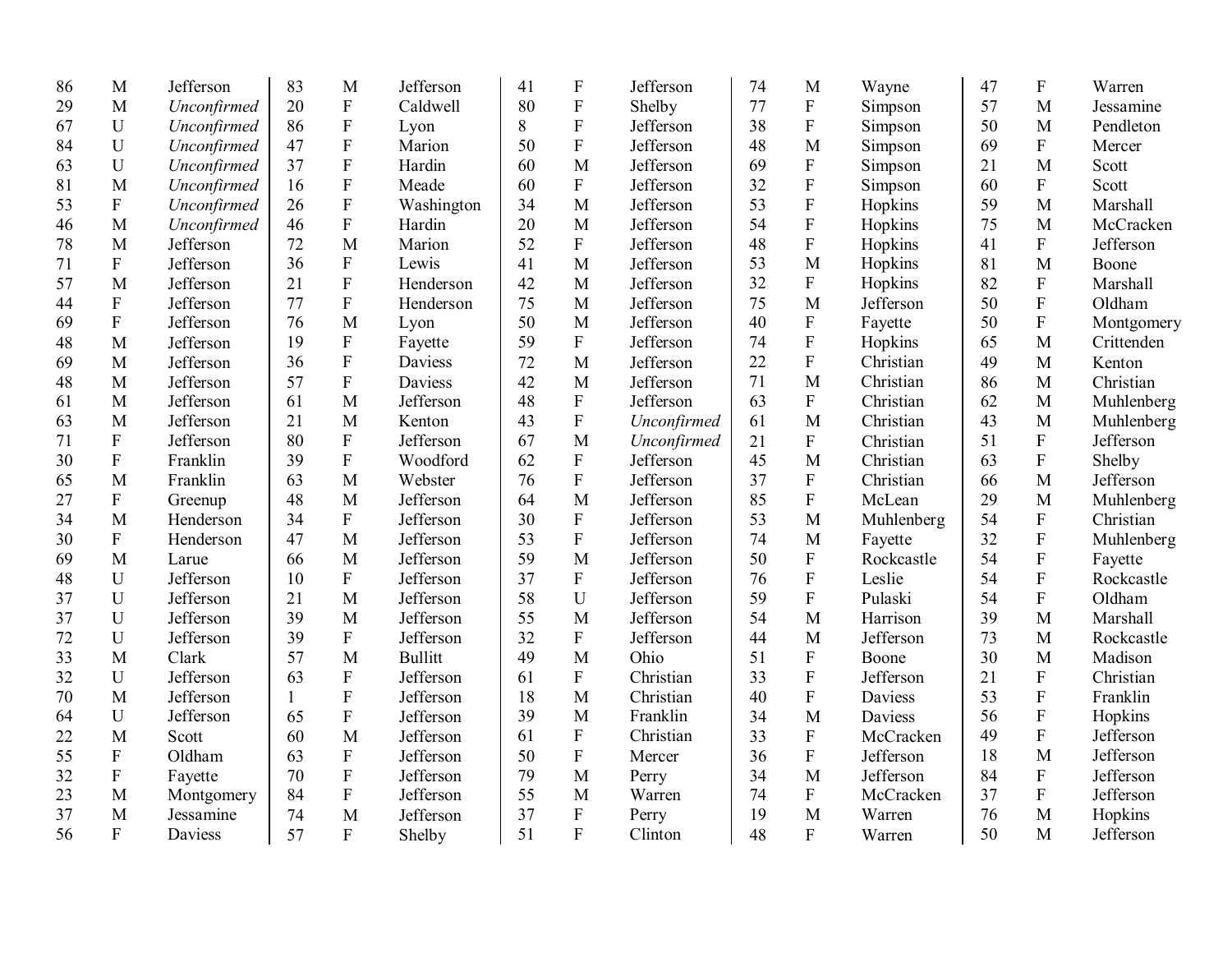| | | |
|---|---|---|
| 86 | M | Jefferson |
| 29 | M | *Unconfirmed* |
| 67 | U | *Unconfirmed* |
| 84 | U | *Unconfirmed* |
| 63 | U | *Unconfirmed* |
| 81 | M | *Unconfirmed* |
| 53 | F | *Unconfirmed* |
| 46 | M | *Unconfirmed* |
| 78 | M | Jefferson |
| 71 | F | Jefferson |
| 57 | M | Jefferson |
| 44 | F | Jefferson |
| 69 | F | Jefferson |
| 48 | M | Jefferson |
| 69 | M | Jefferson |
| 48 | M | Jefferson |
| 61 | M | Jefferson |
| 63 | M | Jefferson |
| 71 | F | Jefferson |
| 30 | F | Franklin |
| 65 | M | Franklin |
| 27 | F | Greenup |
| 34 | M | Henderson |
| 30 | F | Henderson |
| 69 | M | Larue |
| 48 | U | Jefferson |
| 37 | U | Jefferson |
| 37 | U | Jefferson |
| 72 | U | Jefferson |
| 33 | M | Clark |
| 32 | U | Jefferson |
| 70 | M | Jefferson |
| 64 | U | Jefferson |
| 22 | M | Scott |
| 55 | F | Oldham |
| 32 | F | Fayette |
| 23 | M | Montgomery |
| 37 | M | Jessamine |
| 56 | F | Daviess |
| 83 | M | Jefferson |
| 20 | F | Caldwell |
| 86 | F | Lyon |
| 47 | F | Marion |
| 37 | F | Hardin |
| 16 | F | Meade |
| 26 | F | Washington |
| 46 | F | Hardin |
| 72 | M | Marion |
| 36 | F | Lewis |
| 21 | F | Henderson |
| 77 | F | Henderson |
| 76 | M | Lyon |
| 19 | F | Fayette |
| 36 | F | Daviess |
| 57 | F | Daviess |
| 61 | M | Jefferson |
| 21 | M | Kenton |
| 80 | F | Jefferson |
| 39 | F | Woodford |
| 63 | M | Webster |
| 48 | M | Jefferson |
| 34 | F | Jefferson |
| 47 | M | Jefferson |
| 66 | M | Jefferson |
| 10 | F | Jefferson |
| 21 | M | Jefferson |
| 39 | M | Jefferson |
| 39 | F | Jefferson |
| 57 | M | Bullitt |
| 63 | F | Jefferson |
| 1 | F | Jefferson |
| 65 | F | Jefferson |
| 60 | M | Jefferson |
| 63 | F | Jefferson |
| 70 | F | Jefferson |
| 84 | F | Jefferson |
| 74 | M | Jefferson |
| 57 | F | Shelby |
| 41 | F | Jefferson |
| 80 | F | Shelby |
| 8 | F | Jefferson |
| 50 | F | Jefferson |
| 60 | M | Jefferson |
| 60 | F | Jefferson |
| 34 | M | Jefferson |
| 20 | M | Jefferson |
| 52 | F | Jefferson |
| 41 | M | Jefferson |
| 42 | M | Jefferson |
| 75 | M | Jefferson |
| 50 | M | Jefferson |
| 59 | F | Jefferson |
| 72 | M | Jefferson |
| 42 | M | Jefferson |
| 48 | F | Jefferson |
| 43 | F | *Unconfirmed* |
| 67 | M | *Unconfirmed* |
| 62 | F | Jefferson |
| 76 | F | Jefferson |
| 64 | M | Jefferson |
| 30 | F | Jefferson |
| 53 | F | Jefferson |
| 59 | M | Jefferson |
| 37 | F | Jefferson |
| 58 | U | Jefferson |
| 55 | M | Jefferson |
| 32 | F | Jefferson |
| 49 | M | Ohio |
| 61 | F | Christian |
| 18 | M | Christian |
| 39 | M | Franklin |
| 61 | F | Christian |
| 50 | F | Mercer |
| 79 | M | Perry |
| 55 | M | Warren |
| 37 | F | Perry |
| 51 | F | Clinton |
| 74 | M | Wayne |
| 77 | F | Simpson |
| 38 | F | Simpson |
| 48 | M | Simpson |
| 69 | F | Simpson |
| 32 | F | Simpson |
| 53 | F | Hopkins |
| 54 | F | Hopkins |
| 48 | F | Hopkins |
| 53 | M | Hopkins |
| 32 | F | Hopkins |
| 75 | M | Jefferson |
| 40 | F | Fayette |
| 74 | F | Hopkins |
| 22 | F | Christian |
| 71 | M | Christian |
| 63 | F | Christian |
| 61 | M | Christian |
| 21 | F | Christian |
| 45 | M | Christian |
| 37 | F | Christian |
| 85 | F | McLean |
| 53 | M | Muhlenberg |
| 74 | M | Fayette |
| 50 | F | Rockcastle |
| 76 | F | Leslie |
| 59 | F | Pulaski |
| 54 | M | Harrison |
| 44 | M | Jefferson |
| 51 | F | Boone |
| 33 | F | Jefferson |
| 40 | F | Daviess |
| 34 | M | Daviess |
| 33 | F | McCracken |
| 36 | F | Jefferson |
| 34 | M | Jefferson |
| 74 | F | McCracken |
| 19 | M | Warren |
| 48 | F | Warren |
| 47 | F | Warren |
| 57 | M | Jessamine |
| 50 | M | Pendleton |
| 69 | F | Mercer |
| 21 | M | Scott |
| 60 | F | Scott |
| 59 | M | Marshall |
| 75 | M | McCracken |
| 41 | F | Jefferson |
| 81 | M | Boone |
| 82 | F | Marshall |
| 50 | F | Oldham |
| 50 | F | Montgomery |
| 65 | M | Crittenden |
| 49 | M | Kenton |
| 86 | M | Christian |
| 62 | M | Muhlenberg |
| 43 | M | Muhlenberg |
| 51 | F | Jefferson |
| 63 | F | Shelby |
| 66 | M | Jefferson |
| 29 | M | Muhlenberg |
| 54 | F | Christian |
| 32 | F | Muhlenberg |
| 54 | F | Fayette |
| 54 | F | Rockcastle |
| 54 | F | Oldham |
| 39 | M | Marshall |
| 73 | M | Rockcastle |
| 30 | M | Madison |
| 21 | F | Christian |
| 53 | F | Franklin |
| 56 | F | Hopkins |
| 49 | F | Jefferson |
| 18 | M | Jefferson |
| 84 | F | Jefferson |
| 37 | F | Jefferson |
| 76 | M | Hopkins |
| 50 | M | Jefferson |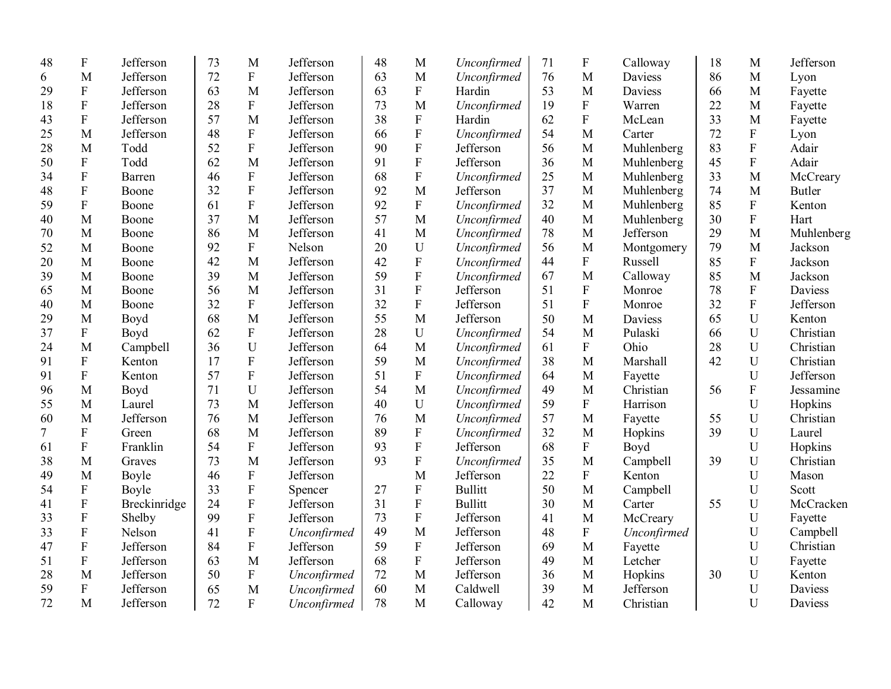| | | | | | | | | | | | | | | |
|---|---|---|---|---|---|---|---|---|---|---|---|---|---|---|
| 48 | F | Jefferson | 73 | M | Jefferson | 48 | M | *Unconfirmed* | 71 | F | Calloway | 18 | M | Jefferson |
| 6 | M | Jefferson | 72 | F | Jefferson | 63 | M | *Unconfirmed* | 76 | M | Daviess | 86 | M | Lyon |
| 29 | F | Jefferson | 63 | M | Jefferson | 63 | F | Hardin | 53 | M | Daviess | 66 | M | Fayette |
| 18 | F | Jefferson | 28 | F | Jefferson | 73 | M | *Unconfirmed* | 19 | F | Warren | 22 | M | Fayette |
| 43 | F | Jefferson | 57 | M | Jefferson | 38 | F | Hardin | 62 | F | McLean | 33 | M | Fayette |
| 25 | M | Jefferson | 48 | F | Jefferson | 66 | F | *Unconfirmed* | 54 | M | Carter | 72 | F | Lyon |
| 28 | M | Todd | 52 | F | Jefferson | 90 | F | Jefferson | 56 | M | Muhlenberg | 83 | F | Adair |
| 50 | F | Todd | 62 | M | Jefferson | 91 | F | Jefferson | 36 | M | Muhlenberg | 45 | F | Adair |
| 34 | F | Barren | 46 | F | Jefferson | 68 | F | *Unconfirmed* | 25 | M | Muhlenberg | 33 | M | McCreary |
| 48 | F | Boone | 32 | F | Jefferson | 92 | M | Jefferson | 37 | M | Muhlenberg | 74 | M | Butler |
| 59 | F | Boone | 61 | F | Jefferson | 92 | F | *Unconfirmed* | 32 | M | Muhlenberg | 85 | F | Kenton |
| 40 | M | Boone | 37 | M | Jefferson | 57 | M | *Unconfirmed* | 40 | M | Muhlenberg | 30 | F | Hart |
| 70 | M | Boone | 86 | M | Jefferson | 41 | M | *Unconfirmed* | 78 | M | Jefferson | 29 | M | Muhlenberg |
| 52 | M | Boone | 92 | F | Nelson | 20 | U | *Unconfirmed* | 56 | M | Montgomery | 79 | M | Jackson |
| 20 | M | Boone | 42 | M | Jefferson | 42 | F | *Unconfirmed* | 44 | F | Russell | 85 | F | Jackson |
| 39 | M | Boone | 39 | M | Jefferson | 59 | F | *Unconfirmed* | 67 | M | Calloway | 85 | M | Jackson |
| 65 | M | Boone | 56 | M | Jefferson | 31 | F | Jefferson | 51 | F | Monroe | 78 | F | Daviess |
| 40 | M | Boone | 32 | F | Jefferson | 32 | F | Jefferson | 51 | F | Monroe | 32 | F | Jefferson |
| 29 | M | Boyd | 68 | M | Jefferson | 55 | M | Jefferson | 50 | M | Daviess | 65 | U | Kenton |
| 37 | F | Boyd | 62 | F | Jefferson | 28 | U | *Unconfirmed* | 54 | M | Pulaski | 66 | U | Christian |
| 24 | M | Campbell | 36 | U | Jefferson | 64 | M | *Unconfirmed* | 61 | F | Ohio | 28 | U | Christian |
| 91 | F | Kenton | 17 | F | Jefferson | 59 | M | *Unconfirmed* | 38 | M | Marshall | 42 | U | Christian |
| 91 | F | Kenton | 57 | F | Jefferson | 51 | F | *Unconfirmed* | 64 | M | Fayette | | U | Jefferson |
| 96 | M | Boyd | 71 | U | Jefferson | 54 | M | *Unconfirmed* | 49 | M | Christian | 56 | F | Jessamine |
| 55 | M | Laurel | 73 | M | Jefferson | 40 | U | *Unconfirmed* | 59 | F | Harrison | | U | Hopkins |
| 60 | M | Jefferson | 76 | M | Jefferson | 76 | M | *Unconfirmed* | 57 | M | Fayette | 55 | U | Christian |
| 7 | F | Green | 68 | M | Jefferson | 89 | F | *Unconfirmed* | 32 | M | Hopkins | 39 | U | Laurel |
| 61 | F | Franklin | 54 | F | Jefferson | 93 | F | Jefferson | 68 | F | Boyd | | U | Hopkins |
| 38 | M | Graves | 73 | M | Jefferson | 93 | F | *Unconfirmed* | 35 | M | Campbell | 39 | U | Christian |
| 49 | M | Boyle | 46 | F | Jefferson | | M | Jefferson | 22 | F | Kenton | | U | Mason |
| 54 | F | Boyle | 33 | F | Spencer | 27 | F | Bullitt | 50 | M | Campbell | | U | Scott |
| 41 | F | Breckinridge | 24 | F | Jefferson | 31 | F | Bullitt | 30 | M | Carter | 55 | U | McCracken |
| 33 | F | Shelby | 99 | F | Jefferson | 73 | F | Jefferson | 41 | M | McCreary | | U | Fayette |
| 33 | F | Nelson | 41 | F | *Unconfirmed* | 49 | M | Jefferson | 48 | F | *Unconfirmed* | | U | Campbell |
| 47 | F | Jefferson | 84 | F | Jefferson | 59 | F | Jefferson | 69 | M | Fayette | | U | Christian |
| 51 | F | Jefferson | 63 | M | Jefferson | 68 | F | Jefferson | 49 | M | Letcher | | U | Fayette |
| 28 | M | Jefferson | 50 | F | *Unconfirmed* | 72 | M | Jefferson | 36 | M | Hopkins | 30 | U | Kenton |
| 59 | F | Jefferson | 65 | M | *Unconfirmed* | 60 | M | Caldwell | 39 | M | Jefferson | | U | Daviess |
| 72 | M | Jefferson | 72 | F | *Unconfirmed* | 78 | M | Calloway | 42 | M | Christian | | U | Daviess |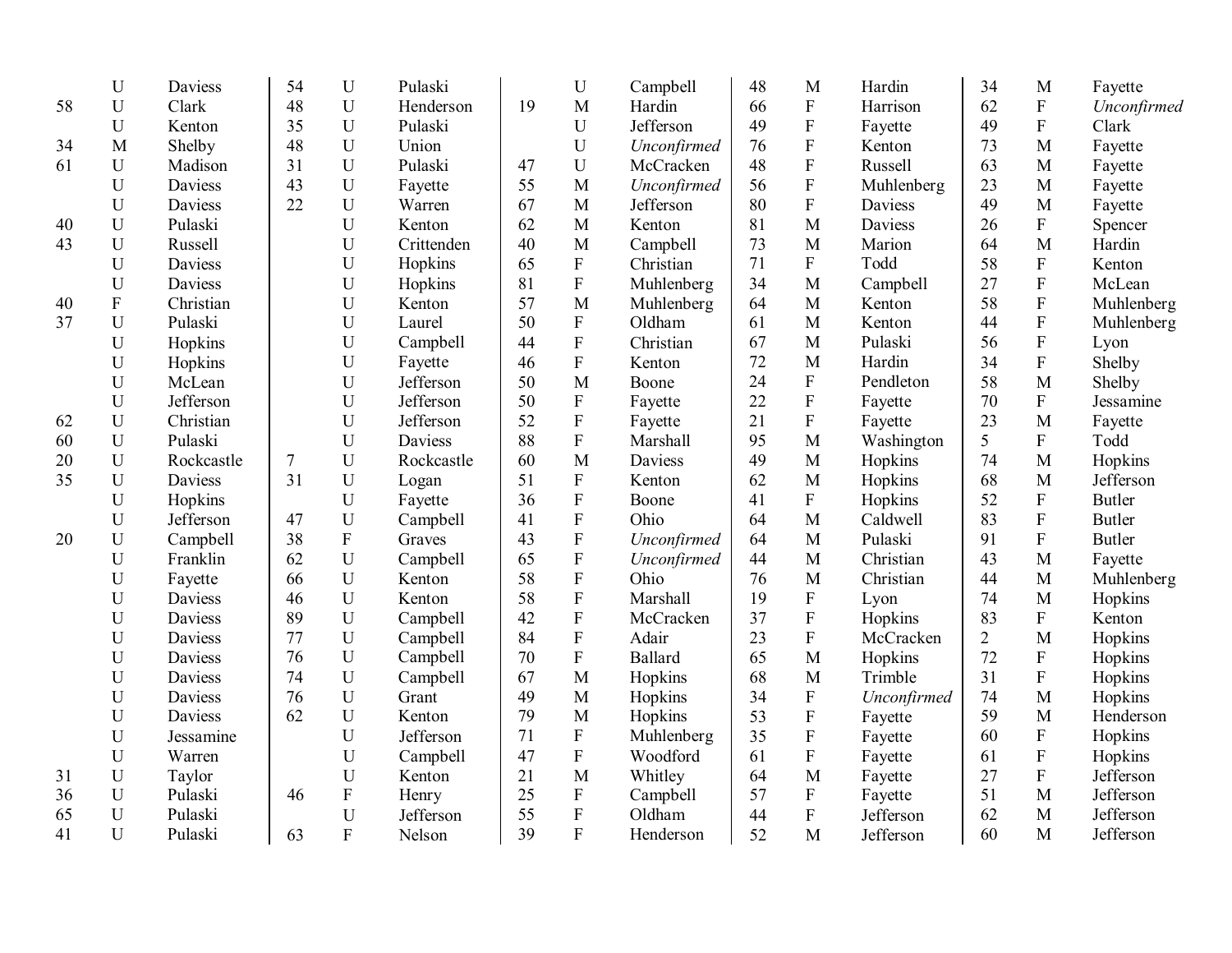| Age | Sex | County |
|---|---|---|
| | U | Daviess |
| 58 | U | Clark |
| | U | Kenton |
| 34 | M | Shelby |
| 61 | U | Madison |
| | U | Daviess |
| | U | Daviess |
| 40 | U | Pulaski |
| 43 | U | Russell |
| | U | Daviess |
| | U | Daviess |
| 40 | F | Christian |
| 37 | U | Pulaski |
| | U | Hopkins |
| | U | Hopkins |
| | U | McLean |
| | U | Jefferson |
| 62 | U | Christian |
| 60 | U | Pulaski |
| 20 | U | Rockcastle |
| 35 | U | Daviess |
| | U | Hopkins |
| | U | Jefferson |
| 20 | U | Campbell |
| | U | Franklin |
| | U | Fayette |
| | U | Daviess |
| | U | Daviess |
| | U | Daviess |
| | U | Daviess |
| | U | Daviess |
| | U | Daviess |
| | U | Daviess |
| | U | Jessamine |
| | U | Warren |
| 31 | U | Taylor |
| 36 | U | Pulaski |
| 65 | U | Pulaski |
| 41 | U | Pulaski |
| 54 | U | Pulaski |
| 48 | U | Henderson |
| 35 | U | Pulaski |
| 48 | U | Union |
| 31 | U | Pulaski |
| 43 | U | Fayette |
| 22 | U | Warren |
| | U | Kenton |
| | U | Crittenden |
| | U | Hopkins |
| | U | Hopkins |
| | U | Kenton |
| | U | Laurel |
| | U | Campbell |
| | U | Fayette |
| | U | Jefferson |
| | U | Jefferson |
| | U | Jefferson |
| | U | Daviess |
| 7 | U | Rockcastle |
| 31 | U | Logan |
| | U | Fayette |
| 47 | U | Campbell |
| 38 | F | Graves |
| 62 | U | Campbell |
| 66 | U | Kenton |
| 46 | U | Kenton |
| 89 | U | Campbell |
| 77 | U | Campbell |
| 76 | U | Campbell |
| 74 | U | Campbell |
| 76 | U | Grant |
| 62 | U | Kenton |
| | U | Jefferson |
| | U | Campbell |
| | U | Kenton |
| 46 | F | Henry |
| | U | Jefferson |
| 63 | F | Nelson |
| | U | Campbell |
| 19 | M | Hardin |
| | U | Jefferson |
| | U | *Unconfirmed* |
| 47 | U | McCracken |
| 55 | M | *Unconfirmed* |
| 67 | M | Jefferson |
| 62 | M | Kenton |
| 40 | M | Campbell |
| 65 | F | Christian |
| 81 | F | Muhlenberg |
| 57 | M | Muhlenberg |
| 50 | F | Oldham |
| 44 | F | Christian |
| 46 | F | Kenton |
| 50 | M | Boone |
| 50 | F | Fayette |
| 52 | F | Fayette |
| 88 | F | Marshall |
| 60 | M | Daviess |
| 51 | F | Kenton |
| 36 | F | Boone |
| 41 | F | Ohio |
| 43 | F | *Unconfirmed* |
| 65 | F | *Unconfirmed* |
| 58 | F | Ohio |
| 58 | F | Marshall |
| 42 | F | McCracken |
| 84 | F | Adair |
| 70 | F | Ballard |
| 67 | M | Hopkins |
| 49 | M | Hopkins |
| 79 | M | Hopkins |
| 71 | F | Muhlenberg |
| 47 | F | Woodford |
| 21 | M | Whitley |
| 25 | F | Campbell |
| 55 | F | Oldham |
| 39 | F | Henderson |
| 48 | M | Hardin |
| 66 | F | Harrison |
| 49 | F | Fayette |
| 76 | F | Kenton |
| 48 | F | Russell |
| 56 | F | Muhlenberg |
| 80 | F | Daviess |
| 81 | M | Daviess |
| 73 | M | Marion |
| 71 | F | Todd |
| 34 | M | Campbell |
| 64 | M | Kenton |
| 61 | M | Kenton |
| 67 | M | Pulaski |
| 72 | M | Hardin |
| 24 | F | Pendleton |
| 22 | F | Fayette |
| 21 | F | Fayette |
| 95 | M | Washington |
| 49 | M | Hopkins |
| 62 | M | Hopkins |
| 41 | F | Hopkins |
| 64 | M | Caldwell |
| 64 | M | Pulaski |
| 44 | M | Christian |
| 76 | M | Christian |
| 19 | F | Lyon |
| 37 | F | Hopkins |
| 23 | F | McCracken |
| 65 | M | Hopkins |
| 68 | M | Trimble |
| 34 | F | *Unconfirmed* |
| 53 | F | Fayette |
| 35 | F | Fayette |
| 61 | F | Fayette |
| 64 | M | Fayette |
| 57 | F | Fayette |
| 44 | F | Jefferson |
| 52 | M | Jefferson |
| 34 | M | Fayette |
| 62 | F | *Unconfirmed* |
| 49 | F | Clark |
| 73 | M | Fayette |
| 63 | M | Fayette |
| 23 | M | Fayette |
| 49 | M | Fayette |
| 26 | F | Spencer |
| 64 | M | Hardin |
| 58 | F | Kenton |
| 27 | F | McLean |
| 58 | F | Muhlenberg |
| 44 | F | Muhlenberg |
| 56 | F | Lyon |
| 34 | F | Shelby |
| 58 | M | Shelby |
| 70 | F | Jessamine |
| 23 | M | Fayette |
| 5 | F | Todd |
| 74 | M | Hopkins |
| 68 | M | Jefferson |
| 52 | F | Butler |
| 83 | F | Butler |
| 91 | F | Butler |
| 43 | M | Fayette |
| 44 | M | Muhlenberg |
| 74 | M | Hopkins |
| 83 | F | Kenton |
| 2 | M | Hopkins |
| 72 | F | Hopkins |
| 31 | F | Hopkins |
| 74 | M | Hopkins |
| 59 | M | Henderson |
| 60 | F | Hopkins |
| 61 | F | Hopkins |
| 27 | F | Jefferson |
| 51 | M | Jefferson |
| 62 | M | Jefferson |
| 60 | M | Jefferson |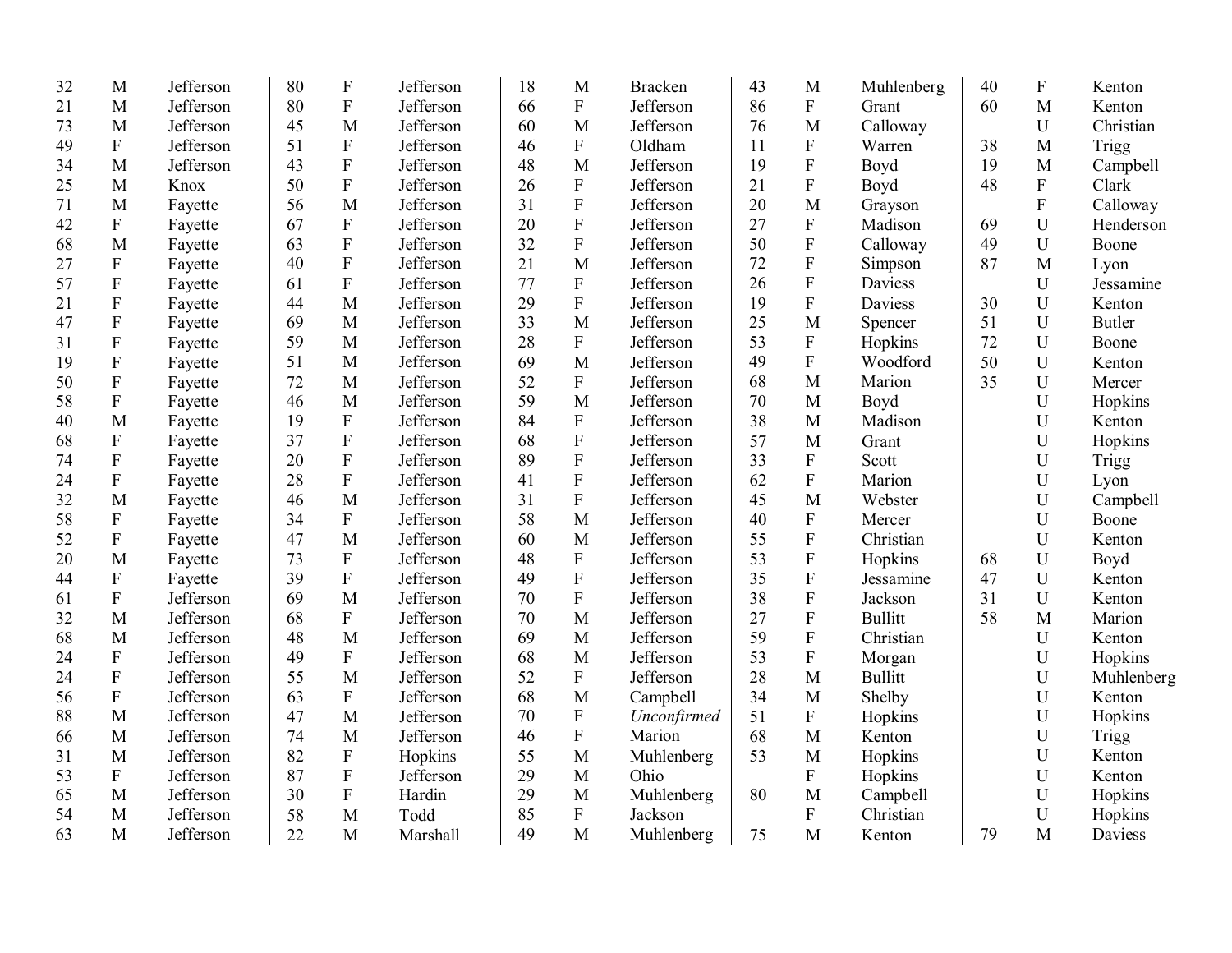| Age | Sex | County | Age | Sex | County | Age | Sex | County | Age | Sex | County | Age | Sex | County |
|---|---|---|---|---|---|---|---|---|---|---|---|---|---|---|
| 32 | M | Jefferson | 80 | F | Jefferson | 18 | M | Bracken | 43 | M | Muhlenberg | 40 | F | Kenton |
| 21 | M | Jefferson | 80 | F | Jefferson | 66 | F | Jefferson | 86 | F | Grant | 60 | M | Kenton |
| 73 | M | Jefferson | 45 | M | Jefferson | 60 | M | Jefferson | 76 | M | Calloway | | U | Christian |
| 49 | F | Jefferson | 51 | F | Jefferson | 46 | F | Oldham | 11 | F | Warren | 38 | M | Trigg |
| 34 | M | Jefferson | 43 | F | Jefferson | 48 | M | Jefferson | 19 | F | Boyd | 19 | M | Campbell |
| 25 | M | Knox | 50 | F | Jefferson | 26 | F | Jefferson | 21 | F | Boyd | 48 | F | Clark |
| 71 | M | Fayette | 56 | M | Jefferson | 31 | F | Jefferson | 20 | M | Grayson | | F | Calloway |
| 42 | F | Fayette | 67 | F | Jefferson | 20 | F | Jefferson | 27 | F | Madison | 69 | U | Henderson |
| 68 | M | Fayette | 63 | F | Jefferson | 32 | F | Jefferson | 50 | F | Calloway | 49 | U | Boone |
| 27 | F | Fayette | 40 | F | Jefferson | 21 | M | Jefferson | 72 | F | Simpson | 87 | M | Lyon |
| 57 | F | Fayette | 61 | F | Jefferson | 77 | F | Jefferson | 26 | F | Daviess | | U | Jessamine |
| 21 | F | Fayette | 44 | M | Jefferson | 29 | F | Jefferson | 19 | F | Daviess | 30 | U | Kenton |
| 47 | F | Fayette | 69 | M | Jefferson | 33 | M | Jefferson | 25 | M | Spencer | 51 | U | Butler |
| 31 | F | Fayette | 59 | M | Jefferson | 28 | F | Jefferson | 53 | F | Hopkins | 72 | U | Boone |
| 19 | F | Fayette | 51 | M | Jefferson | 69 | M | Jefferson | 49 | F | Woodford | 50 | U | Kenton |
| 50 | F | Fayette | 72 | M | Jefferson | 52 | F | Jefferson | 68 | M | Marion | 35 | U | Mercer |
| 58 | F | Fayette | 46 | M | Jefferson | 59 | M | Jefferson | 70 | M | Boyd | | U | Hopkins |
| 40 | M | Fayette | 19 | F | Jefferson | 84 | F | Jefferson | 38 | M | Madison | | U | Kenton |
| 68 | F | Fayette | 37 | F | Jefferson | 68 | F | Jefferson | 57 | M | Grant | | U | Hopkins |
| 74 | F | Fayette | 20 | F | Jefferson | 89 | F | Jefferson | 33 | F | Scott | | U | Trigg |
| 24 | F | Fayette | 28 | F | Jefferson | 41 | F | Jefferson | 62 | F | Marion | | U | Lyon |
| 32 | M | Fayette | 46 | M | Jefferson | 31 | F | Jefferson | 45 | M | Webster | | U | Campbell |
| 58 | F | Fayette | 34 | F | Jefferson | 58 | M | Jefferson | 40 | F | Mercer | | U | Boone |
| 52 | F | Fayette | 47 | M | Jefferson | 60 | M | Jefferson | 55 | F | Christian | | U | Kenton |
| 20 | M | Fayette | 73 | F | Jefferson | 48 | F | Jefferson | 53 | F | Hopkins | 68 | U | Boyd |
| 44 | F | Fayette | 39 | F | Jefferson | 49 | F | Jefferson | 35 | F | Jessamine | 47 | U | Kenton |
| 61 | F | Jefferson | 69 | M | Jefferson | 70 | F | Jefferson | 38 | F | Jackson | 31 | U | Kenton |
| 32 | M | Jefferson | 68 | F | Jefferson | 70 | M | Jefferson | 27 | F | Bullitt | 58 | M | Marion |
| 68 | M | Jefferson | 48 | M | Jefferson | 69 | M | Jefferson | 59 | F | Christian | | U | Kenton |
| 24 | F | Jefferson | 49 | F | Jefferson | 68 | M | Jefferson | 53 | F | Morgan | | U | Hopkins |
| 24 | F | Jefferson | 55 | M | Jefferson | 52 | F | Jefferson | 28 | M | Bullitt | | U | Muhlenberg |
| 56 | F | Jefferson | 63 | F | Jefferson | 68 | M | Campbell | 34 | M | Shelby | | U | Kenton |
| 88 | M | Jefferson | 47 | M | Jefferson | 70 | F | *Unconfirmed* | 51 | F | Hopkins | | U | Hopkins |
| 66 | M | Jefferson | 74 | M | Jefferson | 46 | F | Marion | 68 | M | Kenton | | U | Trigg |
| 31 | M | Jefferson | 82 | F | Hopkins | 55 | M | Muhlenberg | 53 | M | Hopkins | | U | Kenton |
| 53 | F | Jefferson | 87 | F | Jefferson | 29 | M | Ohio | | F | Hopkins | | U | Kenton |
| 65 | M | Jefferson | 30 | F | Hardin | 29 | M | Muhlenberg | 80 | M | Campbell | | U | Hopkins |
| 54 | M | Jefferson | 58 | M | Todd | 85 | F | Jackson | | F | Christian | | U | Hopkins |
| 63 | M | Jefferson | 22 | M | Marshall | 49 | M | Muhlenberg | 75 | M | Kenton | 79 | M | Daviess |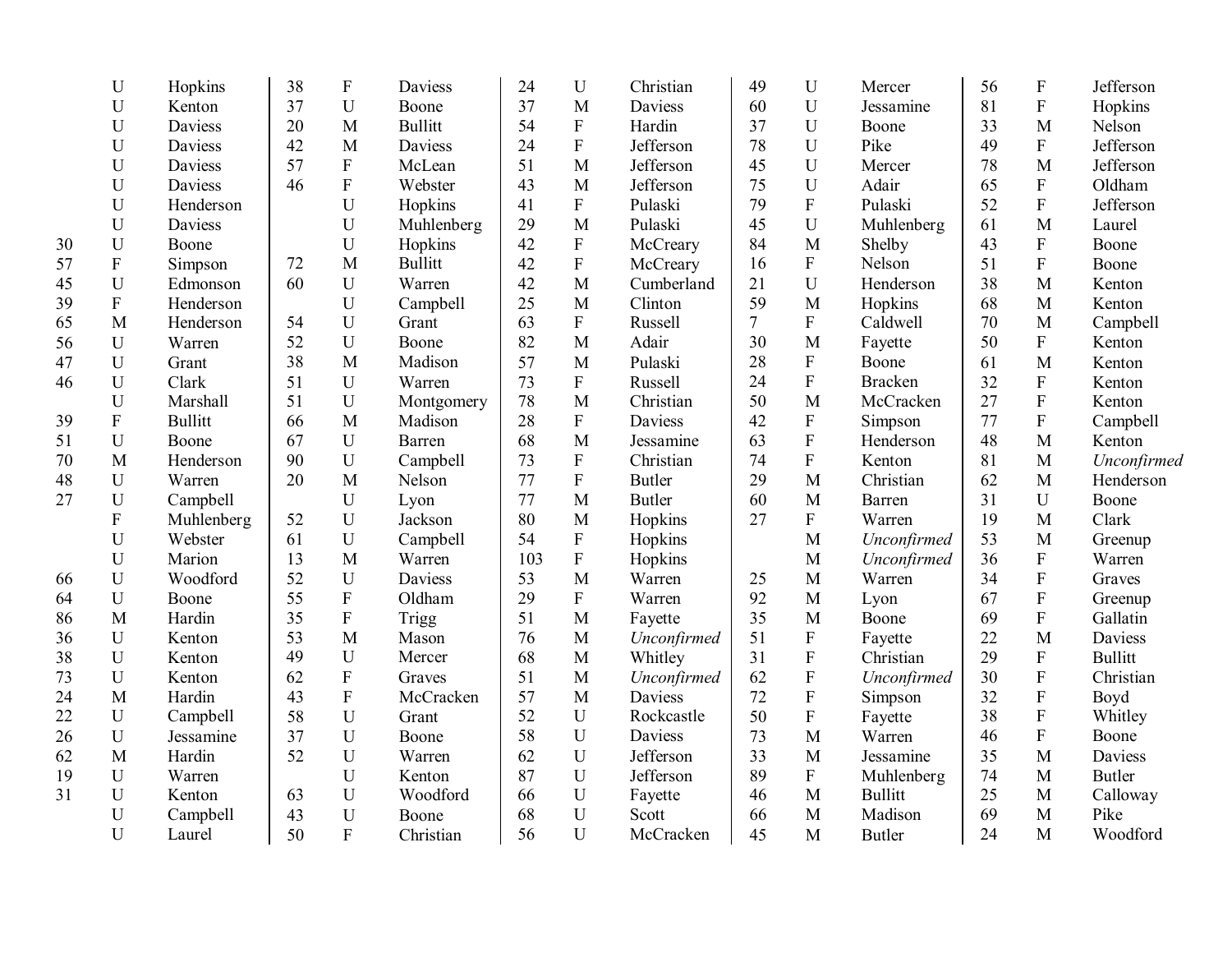| Age | Sex | County |
|---|---|---|
| | U | Hopkins |
| | U | Kenton |
| | U | Daviess |
| | U | Daviess |
| | U | Daviess |
| | U | Daviess |
| | U | Henderson |
| | U | Daviess |
| 30 | U | Boone |
| 57 | F | Simpson |
| 45 | U | Edmonson |
| 39 | F | Henderson |
| 65 | M | Henderson |
| 56 | U | Warren |
| 47 | U | Grant |
| 46 | U | Clark |
| | U | Marshall |
| 39 | F | Bullitt |
| 51 | U | Boone |
| 70 | M | Henderson |
| 48 | U | Warren |
| 27 | U | Campbell |
| | F | Muhlenberg |
| | U | Webster |
| | U | Marion |
| 66 | U | Woodford |
| 64 | U | Boone |
| 86 | M | Hardin |
| 36 | U | Kenton |
| 38 | U | Kenton |
| 73 | U | Kenton |
| 24 | M | Hardin |
| 22 | U | Campbell |
| 26 | U | Jessamine |
| 62 | M | Hardin |
| 19 | U | Warren |
| 31 | U | Kenton |
| | U | Campbell |
| | U | Laurel |
| 38 | F | Daviess |
| 37 | U | Boone |
| 20 | M | Bullitt |
| 42 | M | Daviess |
| 57 | F | McLean |
| 46 | F | Webster |
| | U | Hopkins |
| | U | Muhlenberg |
| | U | Hopkins |
| 72 | M | Bullitt |
| 60 | U | Warren |
| | U | Campbell |
| 54 | U | Grant |
| 52 | U | Boone |
| 38 | M | Madison |
| 51 | U | Warren |
| 51 | U | Montgomery |
| 66 | M | Madison |
| 67 | U | Barren |
| 90 | U | Campbell |
| 20 | M | Nelson |
| | U | Lyon |
| 52 | U | Jackson |
| 61 | U | Campbell |
| 13 | M | Warren |
| 52 | U | Daviess |
| 55 | F | Oldham |
| 35 | F | Trigg |
| 53 | M | Mason |
| 49 | U | Mercer |
| 62 | F | Graves |
| 43 | F | McCracken |
| 58 | U | Grant |
| 37 | U | Boone |
| 52 | U | Warren |
| | U | Kenton |
| 63 | U | Woodford |
| 43 | U | Boone |
| 50 | F | Christian |
| 24 | U | Christian |
| 37 | M | Daviess |
| 54 | F | Hardin |
| 24 | F | Jefferson |
| 51 | M | Jefferson |
| 43 | M | Jefferson |
| 41 | F | Pulaski |
| 29 | M | Pulaski |
| 42 | F | McCreary |
| 42 | F | McCreary |
| 42 | M | Cumberland |
| 25 | M | Clinton |
| 63 | F | Russell |
| 82 | M | Adair |
| 57 | M | Pulaski |
| 73 | F | Russell |
| 78 | M | Christian |
| 28 | F | Daviess |
| 68 | M | Jessamine |
| 73 | F | Christian |
| 77 | F | Butler |
| 77 | M | Butler |
| 80 | M | Hopkins |
| 54 | F | Hopkins |
| 103 | F | Hopkins |
| 53 | M | Warren |
| 29 | F | Warren |
| 51 | M | Fayette |
| 76 | M | *Unconfirmed* |
| 68 | M | Whitley |
| 51 | M | *Unconfirmed* |
| 57 | M | Daviess |
| 52 | U | Rockcastle |
| 58 | U | Daviess |
| 62 | U | Jefferson |
| 87 | U | Jefferson |
| 66 | U | Fayette |
| 68 | U | Scott |
| 56 | U | McCracken |
| 49 | U | Mercer |
| 60 | U | Jessamine |
| 37 | U | Boone |
| 78 | U | Pike |
| 45 | U | Mercer |
| 75 | U | Adair |
| 79 | F | Pulaski |
| 45 | U | Muhlenberg |
| 84 | M | Shelby |
| 16 | F | Nelson |
| 21 | U | Henderson |
| 59 | M | Hopkins |
| 7 | F | Caldwell |
| 30 | M | Fayette |
| 28 | F | Boone |
| 24 | F | Bracken |
| 50 | M | McCracken |
| 42 | F | Simpson |
| 63 | F | Henderson |
| 74 | F | Kenton |
| 29 | M | Christian |
| 60 | M | Barren |
| 27 | F | Warren |
| | M | *Unconfirmed* |
| | M | *Unconfirmed* |
| 25 | M | Warren |
| 92 | M | Lyon |
| 35 | M | Boone |
| 51 | F | Fayette |
| 31 | F | Christian |
| 62 | F | *Unconfirmed* |
| 72 | F | Simpson |
| 50 | F | Fayette |
| 73 | M | Warren |
| 33 | M | Jessamine |
| 89 | F | Muhlenberg |
| 46 | M | Bullitt |
| 66 | M | Madison |
| 45 | M | Butler |
| 56 | F | Jefferson |
| 81 | F | Hopkins |
| 33 | M | Nelson |
| 49 | F | Jefferson |
| 78 | M | Jefferson |
| 65 | F | Oldham |
| 52 | F | Jefferson |
| 61 | M | Laurel |
| 43 | F | Boone |
| 51 | F | Boone |
| 38 | M | Kenton |
| 68 | M | Kenton |
| 70 | M | Campbell |
| 50 | F | Kenton |
| 61 | M | Kenton |
| 32 | F | Kenton |
| 27 | F | Kenton |
| 77 | F | Campbell |
| 48 | M | Kenton |
| 81 | M | *Unconfirmed* |
| 62 | M | Henderson |
| 31 | U | Boone |
| 19 | M | Clark |
| 53 | M | Greenup |
| 36 | F | Warren |
| 34 | F | Graves |
| 67 | F | Greenup |
| 69 | F | Gallatin |
| 22 | M | Daviess |
| 29 | F | Bullitt |
| 30 | F | Christian |
| 32 | F | Boyd |
| 38 | F | Whitley |
| 46 | F | Boone |
| 35 | M | Daviess |
| 74 | M | Butler |
| 25 | M | Calloway |
| 69 | M | Pike |
| 24 | M | Woodford |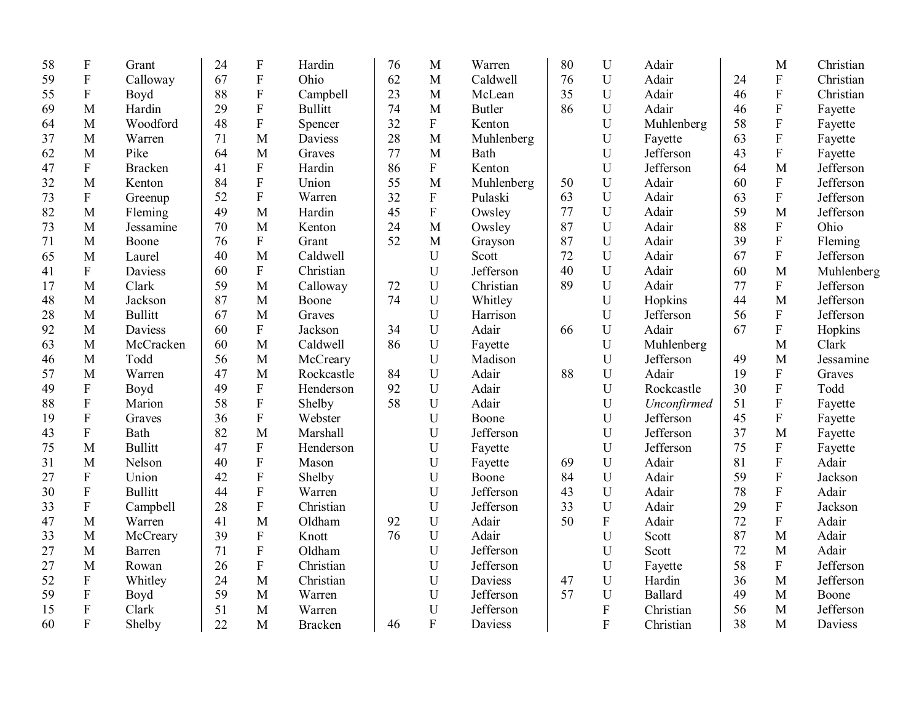| | | |
|---|---|---|
| 58 | F | Grant |
| 59 | F | Calloway |
| 55 | F | Boyd |
| 69 | M | Hardin |
| 64 | M | Woodford |
| 37 | M | Warren |
| 62 | M | Pike |
| 47 | F | Bracken |
| 32 | M | Kenton |
| 73 | F | Greenup |
| 82 | M | Fleming |
| 73 | M | Jessamine |
| 71 | M | Boone |
| 65 | M | Laurel |
| 41 | F | Daviess |
| 17 | M | Clark |
| 48 | M | Jackson |
| 28 | M | Bullitt |
| 92 | M | Daviess |
| 63 | M | McCracken |
| 46 | M | Todd |
| 57 | M | Warren |
| 49 | F | Boyd |
| 88 | F | Marion |
| 19 | F | Graves |
| 43 | F | Bath |
| 75 | M | Bullitt |
| 31 | M | Nelson |
| 27 | F | Union |
| 30 | F | Bullitt |
| 33 | F | Campbell |
| 47 | M | Warren |
| 33 | M | McCreary |
| 27 | M | Barren |
| 27 | M | Rowan |
| 52 | F | Whitley |
| 59 | F | Boyd |
| 15 | F | Clark |
| 60 | F | Shelby |
| 24 | F | Hardin |
| 67 | F | Ohio |
| 88 | F | Campbell |
| 29 | F | Bullitt |
| 48 | F | Spencer |
| 71 | M | Daviess |
| 64 | M | Graves |
| 41 | F | Hardin |
| 84 | F | Union |
| 52 | F | Warren |
| 49 | M | Hardin |
| 70 | M | Kenton |
| 76 | F | Grant |
| 40 | M | Caldwell |
| 60 | F | Christian |
| 59 | M | Calloway |
| 87 | M | Boone |
| 67 | M | Graves |
| 60 | F | Jackson |
| 60 | M | Caldwell |
| 56 | M | McCreary |
| 47 | M | Rockcastle |
| 49 | F | Henderson |
| 58 | F | Shelby |
| 36 | F | Webster |
| 82 | M | Marshall |
| 47 | F | Henderson |
| 40 | F | Mason |
| 42 | F | Shelby |
| 44 | F | Warren |
| 28 | F | Christian |
| 41 | M | Oldham |
| 39 | F | Knott |
| 71 | F | Oldham |
| 26 | F | Christian |
| 24 | M | Christian |
| 59 | M | Warren |
| 51 | M | Warren |
| 22 | M | Bracken |
| 76 | M | Warren |
| 62 | M | Caldwell |
| 23 | M | McLean |
| 74 | M | Butler |
| 32 | F | Kenton |
| 28 | M | Muhlenberg |
| 77 | M | Bath |
| 86 | F | Kenton |
| 55 | M | Muhlenberg |
| 32 | F | Pulaski |
| 45 | F | Owsley |
| 24 | M | Owsley |
| 52 | M | Grayson |
| | U | Scott |
| | U | Jefferson |
| 72 | U | Christian |
| 74 | U | Whitley |
| | U | Harrison |
| 34 | U | Adair |
| 86 | U | Fayette |
| | U | Madison |
| 84 | U | Adair |
| 92 | U | Adair |
| 58 | U | Adair |
| | U | Boone |
| | U | Jefferson |
| | U | Fayette |
| | U | Fayette |
| | U | Boone |
| | U | Jefferson |
| | U | Jefferson |
| 92 | U | Adair |
| 76 | U | Adair |
| | U | Jefferson |
| | U | Jefferson |
| | U | Daviess |
| | U | Jefferson |
| | U | Jefferson |
| 46 | F | Daviess |
| 80 | U | Adair |
| 76 | U | Adair |
| 35 | U | Adair |
| 86 | U | Adair |
| | U | Muhlenberg |
| | U | Fayette |
| | U | Jefferson |
| | U | Jefferson |
| 50 | U | Adair |
| 63 | U | Adair |
| 77 | U | Adair |
| 87 | U | Adair |
| 87 | U | Adair |
| 72 | U | Adair |
| 40 | U | Adair |
| 89 | U | Adair |
| | U | Hopkins |
| | U | Jefferson |
| 66 | U | Adair |
| | U | Muhlenberg |
| | U | Jefferson |
| 88 | U | Adair |
| | U | Rockcastle |
| | U | *Unconfirmed* |
| | U | Jefferson |
| | U | Jefferson |
| | U | Jefferson |
| 69 | U | Adair |
| 84 | U | Adair |
| 43 | U | Adair |
| 33 | U | Adair |
| 50 | F | Adair |
| | U | Scott |
| | U | Scott |
| | U | Fayette |
| 47 | U | Hardin |
| 57 | U | Ballard |
| | F | Christian |
| | F | Christian |
| | M | Christian |
| 24 | F | Christian |
| 46 | F | Christian |
| 46 | F | Fayette |
| 58 | F | Fayette |
| 63 | F | Fayette |
| 43 | F | Fayette |
| 64 | M | Jefferson |
| 60 | F | Jefferson |
| 63 | F | Jefferson |
| 59 | M | Jefferson |
| 88 | F | Ohio |
| 39 | F | Fleming |
| 67 | F | Jefferson |
| 60 | M | Muhlenberg |
| 77 | F | Jefferson |
| 44 | M | Jefferson |
| 56 | F | Jefferson |
| 67 | F | Hopkins |
| | M | Clark |
| 49 | M | Jessamine |
| 19 | F | Graves |
| 30 | F | Todd |
| 51 | F | Fayette |
| 45 | F | Fayette |
| 37 | M | Fayette |
| 75 | F | Fayette |
| 81 | F | Adair |
| 59 | F | Jackson |
| 78 | F | Adair |
| 29 | F | Jackson |
| 72 | F | Adair |
| 87 | M | Adair |
| 72 | M | Adair |
| 58 | F | Jefferson |
| 36 | M | Jefferson |
| 49 | M | Boone |
| 56 | M | Jefferson |
| 38 | M | Daviess |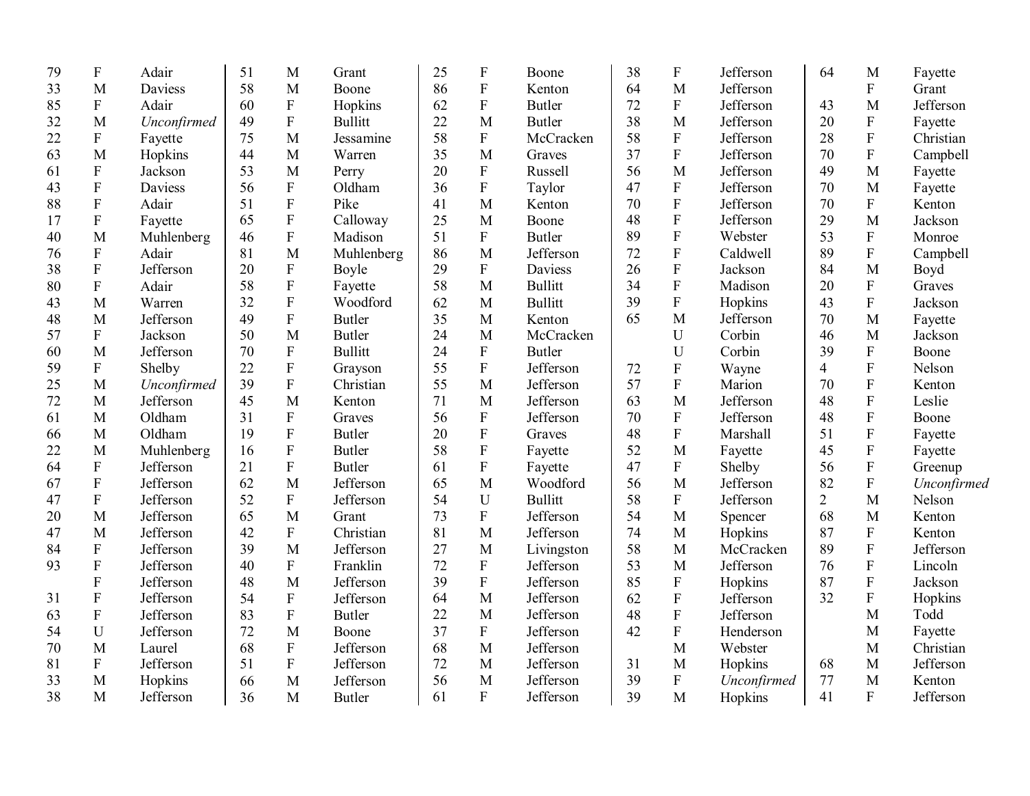| | | |
|---|---|---|
| 79 | F | Adair |
| 33 | M | Daviess |
| 85 | F | Adair |
| 32 | M | *Unconfirmed* |
| 22 | F | Fayette |
| 63 | M | Hopkins |
| 61 | F | Jackson |
| 43 | F | Daviess |
| 88 | F | Adair |
| 17 | F | Fayette |
| 40 | M | Muhlenberg |
| 76 | F | Adair |
| 38 | F | Jefferson |
| 80 | F | Adair |
| 43 | M | Warren |
| 48 | M | Jefferson |
| 57 | F | Jackson |
| 60 | M | Jefferson |
| 59 | F | Shelby |
| 25 | M | *Unconfirmed* |
| 72 | M | Jefferson |
| 61 | M | Oldham |
| 66 | M | Oldham |
| 22 | M | Muhlenberg |
| 64 | F | Jefferson |
| 67 | F | Jefferson |
| 47 | F | Jefferson |
| 20 | M | Jefferson |
| 47 | M | Jefferson |
| 84 | F | Jefferson |
| 93 | F | Jefferson |
| | F | Jefferson |
| 31 | F | Jefferson |
| 63 | F | Jefferson |
| 54 | U | Jefferson |
| 70 | M | Laurel |
| 81 | F | Jefferson |
| 33 | M | Hopkins |
| 38 | M | Jefferson |
| 51 | M | Grant |
| 58 | M | Boone |
| 60 | F | Hopkins |
| 49 | F | Bullitt |
| 75 | M | Jessamine |
| 44 | M | Warren |
| 53 | M | Perry |
| 56 | F | Oldham |
| 51 | F | Pike |
| 65 | F | Calloway |
| 46 | F | Madison |
| 81 | M | Muhlenberg |
| 20 | F | Boyle |
| 58 | F | Fayette |
| 32 | F | Woodford |
| 49 | F | Butler |
| 50 | M | Butler |
| 70 | F | Bullitt |
| 22 | F | Grayson |
| 39 | F | Christian |
| 45 | M | Kenton |
| 31 | F | Graves |
| 19 | F | Butler |
| 16 | F | Butler |
| 21 | F | Butler |
| 62 | M | Jefferson |
| 52 | F | Jefferson |
| 65 | M | Grant |
| 42 | F | Christian |
| 39 | M | Jefferson |
| 40 | F | Franklin |
| 48 | M | Jefferson |
| 54 | F | Jefferson |
| 83 | F | Butler |
| 72 | M | Boone |
| 68 | F | Jefferson |
| 51 | F | Jefferson |
| 66 | M | Jefferson |
| 36 | M | Butler |
| 25 | F | Boone |
| 86 | F | Kenton |
| 62 | F | Butler |
| 22 | M | Butler |
| 58 | F | McCracken |
| 35 | M | Graves |
| 20 | F | Russell |
| 36 | F | Taylor |
| 41 | M | Kenton |
| 25 | M | Boone |
| 51 | F | Butler |
| 86 | M | Jefferson |
| 29 | F | Daviess |
| 58 | M | Bullitt |
| 62 | M | Bullitt |
| 35 | M | Kenton |
| 24 | M | McCracken |
| 24 | F | Butler |
| 55 | F | Jefferson |
| 55 | M | Jefferson |
| 71 | M | Jefferson |
| 56 | F | Jefferson |
| 20 | F | Graves |
| 58 | F | Fayette |
| 61 | F | Fayette |
| 65 | M | Woodford |
| 54 | U | Bullitt |
| 73 | F | Jefferson |
| 81 | M | Jefferson |
| 27 | M | Livingston |
| 72 | F | Jefferson |
| 39 | F | Jefferson |
| 64 | M | Jefferson |
| 22 | M | Jefferson |
| 37 | F | Jefferson |
| 68 | M | Jefferson |
| 72 | M | Jefferson |
| 56 | M | Jefferson |
| 61 | F | Jefferson |
| 38 | F | Jefferson |
| 64 | M | Jefferson |
| 72 | F | Jefferson |
| 38 | M | Jefferson |
| 58 | F | Jefferson |
| 37 | F | Jefferson |
| 56 | M | Jefferson |
| 47 | F | Jefferson |
| 70 | F | Jefferson |
| 48 | F | Jefferson |
| 89 | F | Webster |
| 72 | F | Caldwell |
| 26 | F | Jackson |
| 34 | F | Madison |
| 39 | F | Hopkins |
| 65 | M | Jefferson |
| | U | Corbin |
| | U | Corbin |
| 72 | F | Wayne |
| 57 | F | Marion |
| 63 | M | Jefferson |
| 70 | F | Jefferson |
| 48 | F | Marshall |
| 52 | M | Fayette |
| 47 | F | Shelby |
| 56 | M | Jefferson |
| 58 | F | Jefferson |
| 54 | M | Spencer |
| 74 | M | Hopkins |
| 58 | M | McCracken |
| 53 | M | Jefferson |
| 85 | F | Hopkins |
| 62 | F | Jefferson |
| 48 | F | Jefferson |
| 42 | F | Henderson |
| | M | Webster |
| 31 | M | Hopkins |
| 39 | F | *Unconfirmed* |
| 39 | M | Hopkins |
| 64 | M | Fayette |
| | F | Grant |
| 43 | M | Jefferson |
| 20 | F | Fayette |
| 28 | F | Christian |
| 70 | F | Campbell |
| 49 | M | Fayette |
| 70 | M | Fayette |
| 70 | F | Kenton |
| 29 | M | Jackson |
| 53 | F | Monroe |
| 89 | F | Campbell |
| 84 | M | Boyd |
| 20 | F | Graves |
| 43 | F | Jackson |
| 70 | M | Fayette |
| 46 | M | Jackson |
| 39 | F | Boone |
| 4 | F | Nelson |
| 70 | F | Kenton |
| 48 | F | Leslie |
| 48 | F | Boone |
| 51 | F | Fayette |
| 45 | F | Fayette |
| 56 | F | Greenup |
| 82 | F | *Unconfirmed* |
| 2 | M | Nelson |
| 68 | M | Kenton |
| 87 | F | Kenton |
| 89 | F | Jefferson |
| 76 | F | Lincoln |
| 87 | F | Jackson |
| 32 | F | Hopkins |
| | M | Todd |
| | M | Fayette |
| | M | Christian |
| 68 | M | Jefferson |
| 77 | M | Kenton |
| 41 | F | Jefferson |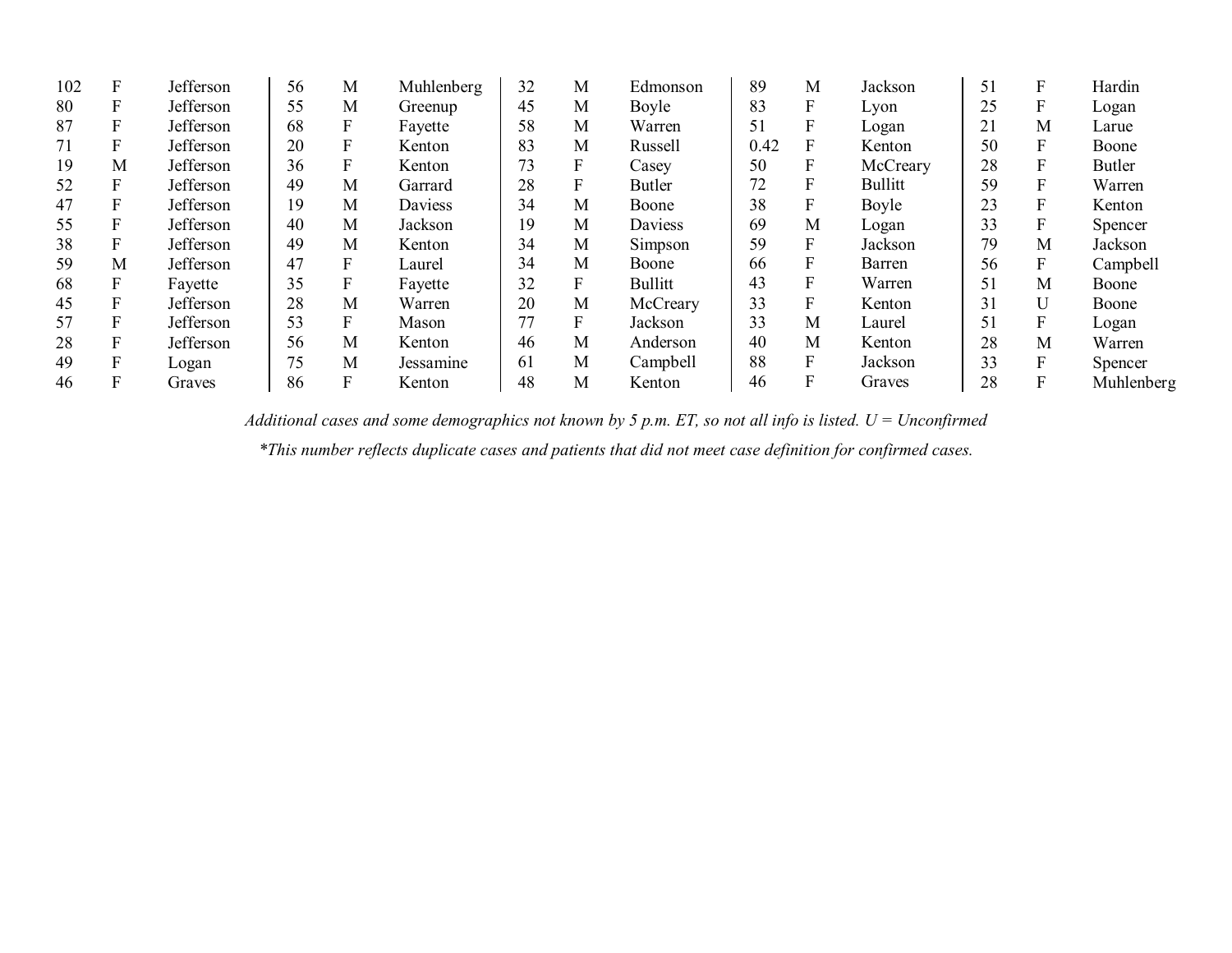| Age | Sex | County | Age | Sex | County | Age | Sex | County | Age | Sex | County | Age | Sex | County |
|---|---|---|---|---|---|---|---|---|---|---|---|---|---|---|
| 102 | F | Jefferson | 56 | M | Muhlenberg | 32 | M | Edmonson | 89 | M | Jackson | 51 | F | Hardin |
| 80 | F | Jefferson | 55 | M | Greenup | 45 | M | Boyle | 83 | F | Lyon | 25 | F | Logan |
| 87 | F | Jefferson | 68 | F | Fayette | 58 | M | Warren | 51 | F | Logan | 21 | M | Larue |
| 71 | F | Jefferson | 20 | F | Kenton | 83 | M | Russell | 0.42 | F | Kenton | 50 | F | Boone |
| 19 | M | Jefferson | 36 | F | Kenton | 73 | F | Casey | 50 | F | McCreary | 28 | F | Butler |
| 52 | F | Jefferson | 49 | M | Garrard | 28 | F | Butler | 72 | F | Bullitt | 59 | F | Warren |
| 47 | F | Jefferson | 19 | M | Daviess | 34 | M | Boone | 38 | F | Boyle | 23 | F | Kenton |
| 55 | F | Jefferson | 40 | M | Jackson | 19 | M | Daviess | 69 | M | Logan | 33 | F | Spencer |
| 38 | F | Jefferson | 49 | M | Kenton | 34 | M | Simpson | 59 | F | Jackson | 79 | M | Jackson |
| 59 | M | Jefferson | 47 | F | Laurel | 34 | M | Boone | 66 | F | Barren | 56 | F | Campbell |
| 68 | F | Fayette | 35 | F | Fayette | 32 | F | Bullitt | 43 | F | Warren | 51 | M | Boone |
| 45 | F | Jefferson | 28 | M | Warren | 20 | M | McCreary | 33 | F | Kenton | 31 | U | Boone |
| 57 | F | Jefferson | 53 | F | Mason | 77 | F | Jackson | 33 | M | Laurel | 51 | F | Logan |
| 28 | F | Jefferson | 56 | M | Kenton | 46 | M | Anderson | 40 | M | Kenton | 28 | M | Warren |
| 49 | F | Logan | 75 | M | Jessamine | 61 | M | Campbell | 88 | F | Jackson | 33 | F | Spencer |
| 46 | F | Graves | 86 | F | Kenton | 48 | M | Kenton | 46 | F | Graves | 28 | F | Muhlenberg |

*Additional cases and some demographics not known by 5 p.m. ET, so not all info is listed. U = Unconfirmed*

**This number reflects duplicate cases and patients that did not meet case definition for confirmed cases.*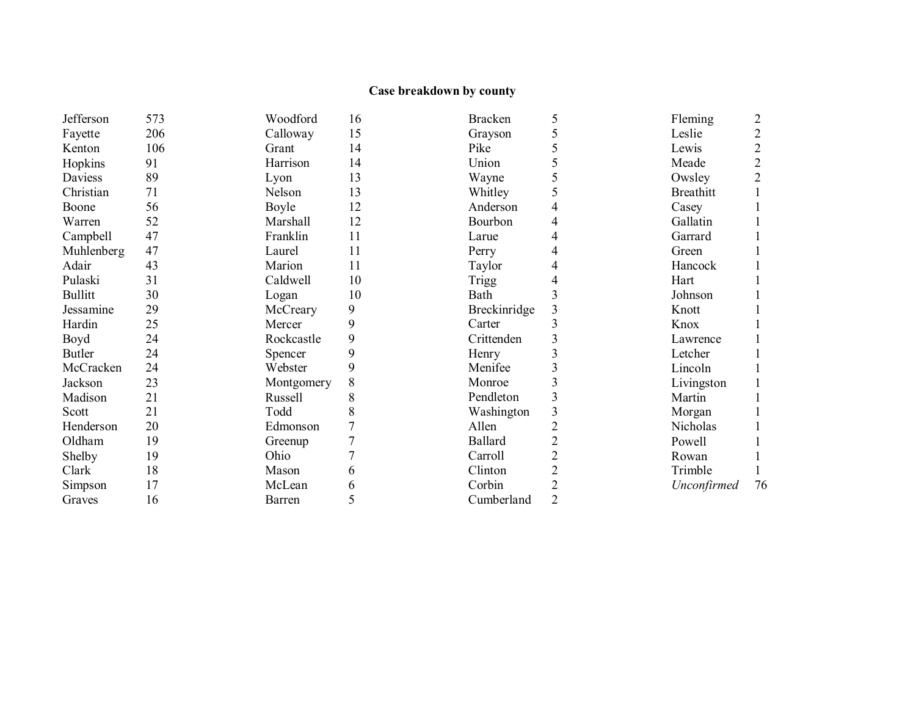**Case breakdown by county**

| | | | | | | | |
|---|---|---|---|---|---|---|---|
| Jefferson | 573 | Woodford | 16 | Bracken | 5 | Fleming | 2 |
| Fayette | 206 | Calloway | 15 | Grayson | 5 | Leslie | 2 |
| Kenton | 106 | Grant | 14 | Pike | 5 | Lewis | 2 |
| Hopkins | 91 | Harrison | 14 | Union | 5 | Meade | 2 |
| Daviess | 89 | Lyon | 13 | Wayne | 5 | Owsley | 2 |
| Christian | 71 | Nelson | 13 | Whitley | 5 | Breathitt | 1 |
| Boone | 56 | Boyle | 12 | Anderson | 4 | Casey | 1 |
| Warren | 52 | Marshall | 12 | Bourbon | 4 | Gallatin | 1 |
| Campbell | 47 | Franklin | 11 | Larue | 4 | Garrard | 1 |
| Muhlenberg | 47 | Laurel | 11 | Perry | 4 | Green | 1 |
| Adair | 43 | Marion | 11 | Taylor | 4 | Hancock | 1 |
| Pulaski | 31 | Caldwell | 10 | Trigg | 4 | Hart | 1 |
| Bullitt | 30 | Logan | 10 | Bath | 3 | Johnson | 1 |
| Jessamine | 29 | McCreary | 9 | Breckinridge | 3 | Knott | 1 |
| Hardin | 25 | Mercer | 9 | Carter | 3 | Knox | 1 |
| Boyd | 24 | Rockcastle | 9 | Crittenden | 3 | Lawrence | 1 |
| Butler | 24 | Spencer | 9 | Henry | 3 | Letcher | 1 |
| McCracken | 24 | Webster | 9 | Menifee | 3 | Lincoln | 1 |
| Jackson | 23 | Montgomery | 8 | Monroe | 3 | Livingston | 1 |
| Madison | 21 | Russell | 8 | Pendleton | 3 | Martin | 1 |
| Scott | 21 | Todd | 8 | Washington | 3 | Morgan | 1 |
| Henderson | 20 | Edmonson | 7 | Allen | 2 | Nicholas | 1 |
| Oldham | 19 | Greenup | 7 | Ballard | 2 | Powell | 1 |
| Shelby | 19 | Ohio | 7 | Carroll | 2 | Rowan | 1 |
| Clark | 18 | Mason | 6 | Clinton | 2 | Trimble | 1 |
| Simpson | 17 | McLean | 6 | Corbin | 2 | *Unconfirmed* | 76 |
| Graves | 16 | Barren | 5 | Cumberland | 2 | | |